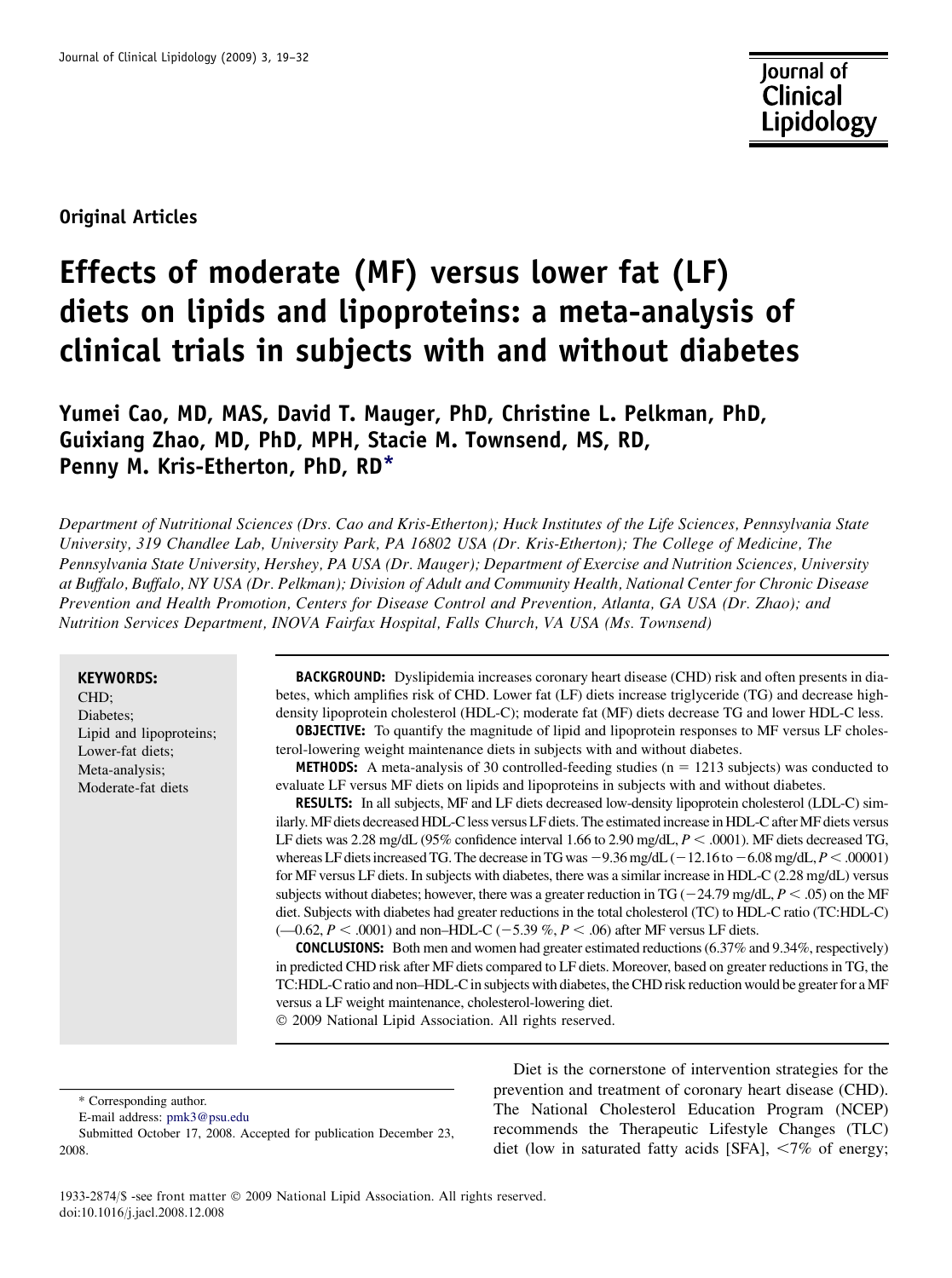Original Articles

# Effects of moderate (MF) versus lower fat (LF) diets on lipids and lipoproteins: a meta-analysis of clinical trials in subjects with and without diabetes

**Yumei Cao, MD, MAS, David T. Mauger, PhD, Christine L. Pelkman, PhD, Guixiang Zhao, MD, PhD, MPH, Stacie M. Townsend, MS, RD, Penny M. Kris-Etherton, PhD, RD***

*Department of Nutritional Sciences (Drs. Cao and Kris-Etherton); Huck Institutes of the Life Sciences, Pennsylvania State University, 319 Chandlee Lab, University Park, PA 16802 USA (Dr. Kris-Etherton); The College of Medicine, The Pennsylvania State University, Hershey, PA USA (Dr. Mauger); Department of Exercise and Nutrition Sciences, University at Buffalo, Buffalo, NY USA (Dr. Pelkman); Division of Adult and Community Health, National Center for Chronic Disease Prevention and Health Promotion, Centers for Disease Control and Prevention, Atlanta, GA USA (Dr. Zhao); and Nutrition Services Department, INOVA Fairfax Hospital, Falls Church, VA USA (Ms. Townsend)*

**KEYWORDS:**
CHD;
Diabetes;
Lipid and lipoproteins;
Lower-fat diets;
Meta-analysis;
Moderate-fat diets

**BACKGROUND:** Dyslipidemia increases coronary heart disease (CHD) risk and often presents in diabetes, which amplifies risk of CHD. Lower fat (LF) diets increase triglyceride (TG) and decrease high-density lipoprotein cholesterol (HDL-C); moderate fat (MF) diets decrease TG and lower HDL-C less.

**OBJECTIVE:** To quantify the magnitude of lipid and lipoprotein responses to MF versus LF cholesterol-lowering weight maintenance diets in subjects with and without diabetes.

**METHODS:** A meta-analysis of 30 controlled-feeding studies (n = 1213 subjects) was conducted to evaluate LF versus MF diets on lipids and lipoproteins in subjects with and without diabetes.

**RESULTS:** In all subjects, MF and LF diets decreased low-density lipoprotein cholesterol (LDL-C) similarly. MF diets decreased HDL-C less versus LF diets. The estimated increase in HDL-C after MF diets versus LF diets was 2.28 mg/dL (95% confidence interval 1.66 to 2.90 mg/dL, $P < .0001$). MF diets decreased TG, whereas LF diets increased TG. The decrease in TG was −9.36 mg/dL (−12.16 to −6.08 mg/dL, $P < .00001$) for MF versus LF diets. In subjects with diabetes, there was a similar increase in HDL-C (2.28 mg/dL) versus subjects without diabetes; however, there was a greater reduction in TG (−24.79 mg/dL, $P < .05$) on the MF diet. Subjects with diabetes had greater reductions in the total cholesterol (TC) to HDL-C ratio (TC:HDL-C) (—0.62, $P < .0001$) and non–HDL-C (−5.39 %, $P < .06$) after MF versus LF diets.

**CONCLUSIONS:** Both men and women had greater estimated reductions (6.37% and 9.34%, respectively) in predicted CHD risk after MF diets compared to LF diets. Moreover, based on greater reductions in TG, the TC:HDL-C ratio and non–HDL-C in subjects with diabetes, the CHD risk reduction would be greater for a MF versus a LF weight maintenance, cholesterol-lowering diet.

© 2009 National Lipid Association. All rights reserved.

\* Corresponding author.

E-mail address: pmk3@psu.edu

Submitted October 17, 2008. Accepted for publication December 23, 2008.

Diet is the cornerstone of intervention strategies for the prevention and treatment of coronary heart disease (CHD). The National Cholesterol Education Program (NCEP) recommends the Therapeutic Lifestyle Changes (TLC) diet (low in saturated fatty acids [SFA], <7% of energy;

1933-2874/$ -see front matter © 2009 National Lipid Association. All rights reserved.
doi:10.1016/j.jacl.2008.12.008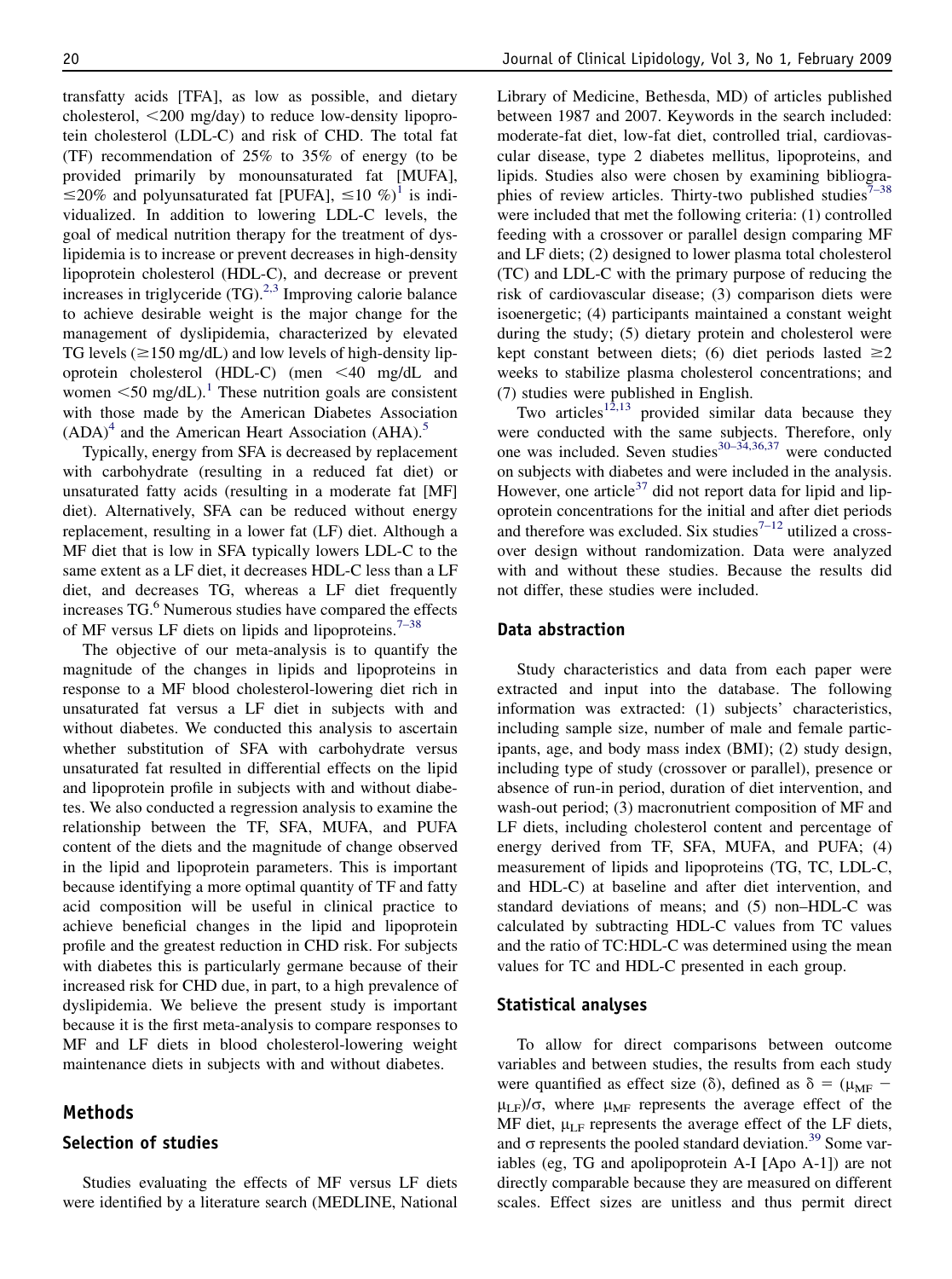transfatty acids [TFA], as low as possible, and dietary cholesterol, <200 mg/day) to reduce low-density lipoprotein cholesterol (LDL-C) and risk of CHD. The total fat (TF) recommendation of 25% to 35% of energy (to be provided primarily by monounsaturated fat [MUFA], ≤20% and polyunsaturated fat [PUFA], ≤10 %)[1] is individualized. In addition to lowering LDL-C levels, the goal of medical nutrition therapy for the treatment of dyslipidemia is to increase or prevent decreases in high-density lipoprotein cholesterol (HDL-C), and decrease or prevent increases in triglyceride (TG).[2,3] Improving calorie balance to achieve desirable weight is the major change for the management of dyslipidemia, characterized by elevated TG levels (≥150 mg/dL) and low levels of high-density lipoprotein cholesterol (HDL-C) (men <40 mg/dL and women <50 mg/dL).[1] These nutrition goals are consistent with those made by the American Diabetes Association (ADA)[4] and the American Heart Association (AHA).[5]

Typically, energy from SFA is decreased by replacement with carbohydrate (resulting in a reduced fat diet) or unsaturated fatty acids (resulting in a moderate fat [MF] diet). Alternatively, SFA can be reduced without energy replacement, resulting in a lower fat (LF) diet. Although a MF diet that is low in SFA typically lowers LDL-C to the same extent as a LF diet, it decreases HDL-C less than a LF diet, and decreases TG, whereas a LF diet frequently increases TG.[6] Numerous studies have compared the effects of MF versus LF diets on lipids and lipoproteins.[7–38]

The objective of our meta-analysis is to quantify the magnitude of the changes in lipids and lipoproteins in response to a MF blood cholesterol-lowering diet rich in unsaturated fat versus a LF diet in subjects with and without diabetes. We conducted this analysis to ascertain whether substitution of SFA with carbohydrate versus unsaturated fat resulted in differential effects on the lipid and lipoprotein profile in subjects with and without diabetes. We also conducted a regression analysis to examine the relationship between the TF, SFA, MUFA, and PUFA content of the diets and the magnitude of change observed in the lipid and lipoprotein parameters. This is important because identifying a more optimal quantity of TF and fatty acid composition will be useful in clinical practice to achieve beneficial changes in the lipid and lipoprotein profile and the greatest reduction in CHD risk. For subjects with diabetes this is particularly germane because of their increased risk for CHD due, in part, to a high prevalence of dyslipidemia. We believe the present study is important because it is the first meta-analysis to compare responses to MF and LF diets in blood cholesterol-lowering weight maintenance diets in subjects with and without diabetes.

## Methods

### Selection of studies

Studies evaluating the effects of MF versus LF diets were identified by a literature search (MEDLINE, National Library of Medicine, Bethesda, MD) of articles published between 1987 and 2007. Keywords in the search included: moderate-fat diet, low-fat diet, controlled trial, cardiovascular disease, type 2 diabetes mellitus, lipoproteins, and lipids. Studies also were chosen by examining bibliographies of review articles. Thirty-two published studies[7–38] were included that met the following criteria: (1) controlled feeding with a crossover or parallel design comparing MF and LF diets; (2) designed to lower plasma total cholesterol (TC) and LDL-C with the primary purpose of reducing the risk of cardiovascular disease; (3) comparison diets were isoenergetic; (4) participants maintained a constant weight during the study; (5) dietary protein and cholesterol were kept constant between diets; (6) diet periods lasted ≥2 weeks to stabilize plasma cholesterol concentrations; and (7) studies were published in English.

Two articles[12,13] provided similar data because they were conducted with the same subjects. Therefore, only one was included. Seven studies[30–34,36,37] were conducted on subjects with diabetes and were included in the analysis. However, one article[37] did not report data for lipid and lipoprotein concentrations for the initial and after diet periods and therefore was excluded. Six studies[7–12] utilized a crossover design without randomization. Data were analyzed with and without these studies. Because the results did not differ, these studies were included.

### Data abstraction

Study characteristics and data from each paper were extracted and input into the database. The following information was extracted: (1) subjects' characteristics, including sample size, number of male and female participants, age, and body mass index (BMI); (2) study design, including type of study (crossover or parallel), presence or absence of run-in period, duration of diet intervention, and wash-out period; (3) macronutrient composition of MF and LF diets, including cholesterol content and percentage of energy derived from TF, SFA, MUFA, and PUFA; (4) measurement of lipids and lipoproteins (TG, TC, LDL-C, and HDL-C) at baseline and after diet intervention, and standard deviations of means; and (5) non–HDL-C was calculated by subtracting HDL-C values from TC values and the ratio of TC:HDL-C was determined using the mean values for TC and HDL-C presented in each group.

### Statistical analyses

To allow for direct comparisons between outcome variables and between studies, the results from each study were quantified as effect size ($\delta$), defined as $\delta = (\mu_{MF} - \mu_{LF})/\sigma$, where $\mu_{MF}$ represents the average effect of the MF diet, $\mu_{LF}$ represents the average effect of the LF diets, and $\sigma$ represents the pooled standard deviation.[39] Some variables (eg, TG and apolipoprotein A-I [Apo A-1]) are not directly comparable because they are measured on different scales. Effect sizes are unitless and thus permit direct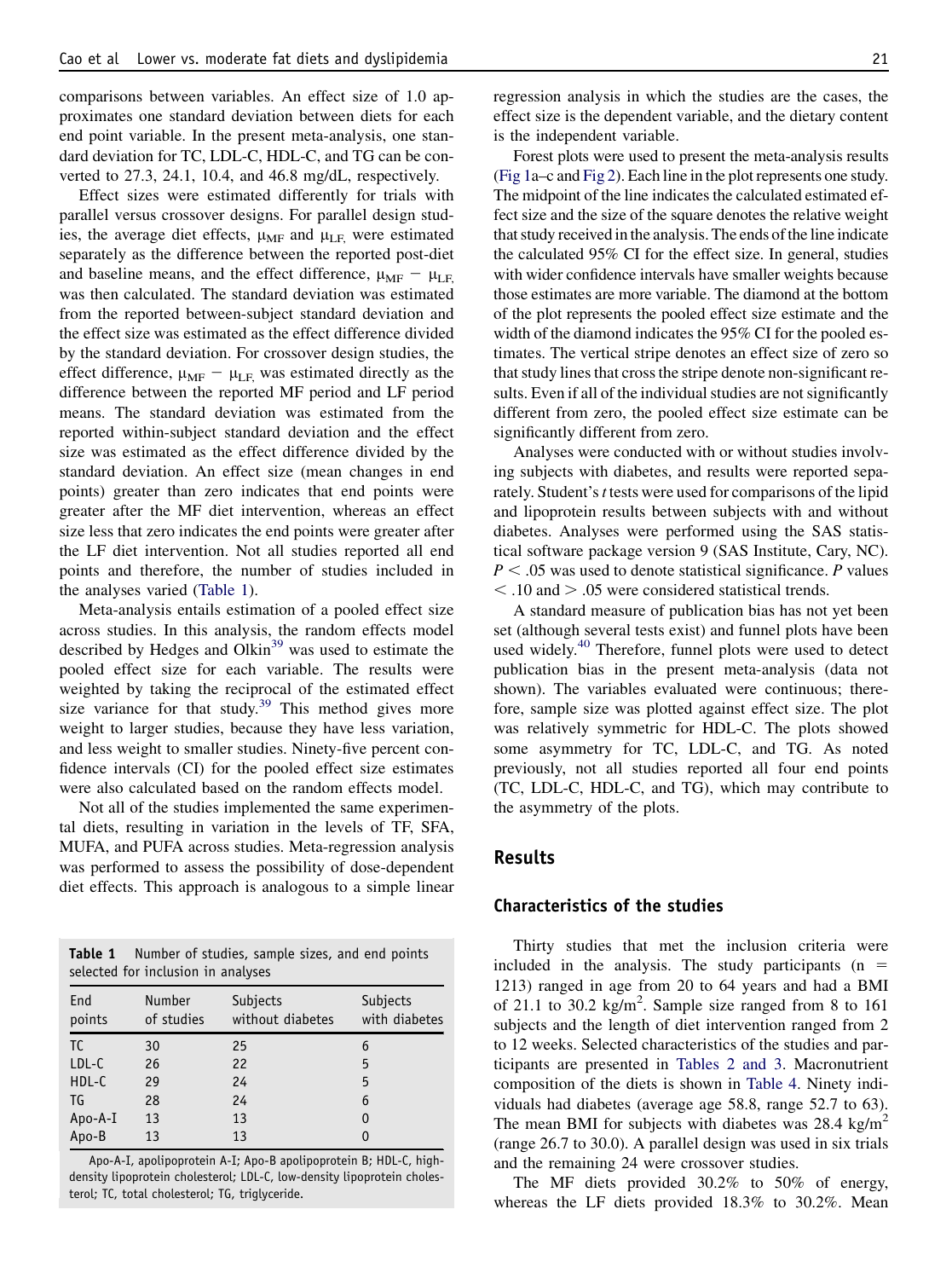comparisons between variables. An effect size of 1.0 approximates one standard deviation between diets for each end point variable. In the present meta-analysis, one standard deviation for TC, LDL-C, HDL-C, and TG can be converted to 27.3, 24.1, 10.4, and 46.8 mg/dL, respectively.

Effect sizes were estimated differently for trials with parallel versus crossover designs. For parallel design studies, the average diet effects, $\mu_{MF}$ and $\mu_{LF,}$ were estimated separately as the difference between the reported post-diet and baseline means, and the effect difference, $\mu_{MF} - \mu_{LF,}$ was then calculated. The standard deviation was estimated from the reported between-subject standard deviation and the effect size was estimated as the effect difference divided by the standard deviation. For crossover design studies, the effect difference, $\mu_{MF} - \mu_{LF,}$ was estimated directly as the difference between the reported MF period and LF period means. The standard deviation was estimated from the reported within-subject standard deviation and the effect size was estimated as the effect difference divided by the standard deviation. An effect size (mean changes in end points) greater than zero indicates that end points were greater after the MF diet intervention, whereas an effect size less that zero indicates the end points were greater after the LF diet intervention. Not all studies reported all end points and therefore, the number of studies included in the analyses varied (Table 1).

Meta-analysis entails estimation of a pooled effect size across studies. In this analysis, the random effects model described by Hedges and Olkin[39] was used to estimate the pooled effect size for each variable. The results were weighted by taking the reciprocal of the estimated effect size variance for that study.[39] This method gives more weight to larger studies, because they have less variation, and less weight to smaller studies. Ninety-five percent confidence intervals (CI) for the pooled effect size estimates were also calculated based on the random effects model.

Not all of the studies implemented the same experimental diets, resulting in variation in the levels of TF, SFA, MUFA, and PUFA across studies. Meta-regression analysis was performed to assess the possibility of dose-dependent diet effects. This approach is analogous to a simple linear regression analysis in which the studies are the cases, the effect size is the dependent variable, and the dietary content is the independent variable.

Forest plots were used to present the meta-analysis results (Fig 1a–c and Fig 2). Each line in the plot represents one study. The midpoint of the line indicates the calculated estimated effect size and the size of the square denotes the relative weight that study received in the analysis. The ends of the line indicate the calculated 95% CI for the effect size. In general, studies with wider confidence intervals have smaller weights because those estimates are more variable. The diamond at the bottom of the plot represents the pooled effect size estimate and the width of the diamond indicates the 95% CI for the pooled estimates. The vertical stripe denotes an effect size of zero so that study lines that cross the stripe denote non-significant results. Even if all of the individual studies are not significantly different from zero, the pooled effect size estimate can be significantly different from zero.

Analyses were conducted with or without studies involving subjects with diabetes, and results were reported separately. Student's *t* tests were used for comparisons of the lipid and lipoprotein results between subjects with and without diabetes. Analyses were performed using the SAS statistical software package version 9 (SAS Institute, Cary, NC). $P < .05$ was used to denote statistical significance. *P* values $< .10$ and $> .05$ were considered statistical trends.

A standard measure of publication bias has not yet been set (although several tests exist) and funnel plots have been used widely.[40] Therefore, funnel plots were used to detect publication bias in the present meta-analysis (data not shown). The variables evaluated were continuous; therefore, sample size was plotted against effect size. The plot was relatively symmetric for HDL-C. The plots showed some asymmetry for TC, LDL-C, and TG. As noted previously, not all studies reported all four end points (TC, LDL-C, HDL-C, and TG), which may contribute to the asymmetry of the plots.

**Table 1** Number of studies, sample sizes, and end points selected for inclusion in analyses

| End points | Number of studies | Subjects without diabetes | Subjects with diabetes |
|---|---|---|---|
| TC | 30 | 25 | 6 |
| LDL-C | 26 | 22 | 5 |
| HDL-C | 29 | 24 | 5 |
| TG | 28 | 24 | 6 |
| Apo-A-I | 13 | 13 | 0 |
| Apo-B | 13 | 13 | 0 |

Apo-A-I, apolipoprotein A-I; Apo-B apolipoprotein B; HDL-C, high-density lipoprotein cholesterol; LDL-C, low-density lipoprotein cholesterol; TC, total cholesterol; TG, triglyceride.

## Results

### Characteristics of the studies

Thirty studies that met the inclusion criteria were included in the analysis. The study participants (n = 1213) ranged in age from 20 to 64 years and had a BMI of 21.1 to 30.2 kg/m$^2$. Sample size ranged from 8 to 161 subjects and the length of diet intervention ranged from 2 to 12 weeks. Selected characteristics of the studies and participants are presented in Tables 2 and 3. Macronutrient composition of the diets is shown in Table 4. Ninety individuals had diabetes (average age 58.8, range 52.7 to 63). The mean BMI for subjects with diabetes was 28.4 kg/m$^2$ (range 26.7 to 30.0). A parallel design was used in six trials and the remaining 24 were crossover studies.

The MF diets provided 30.2% to 50% of energy, whereas the LF diets provided 18.3% to 30.2%. Mean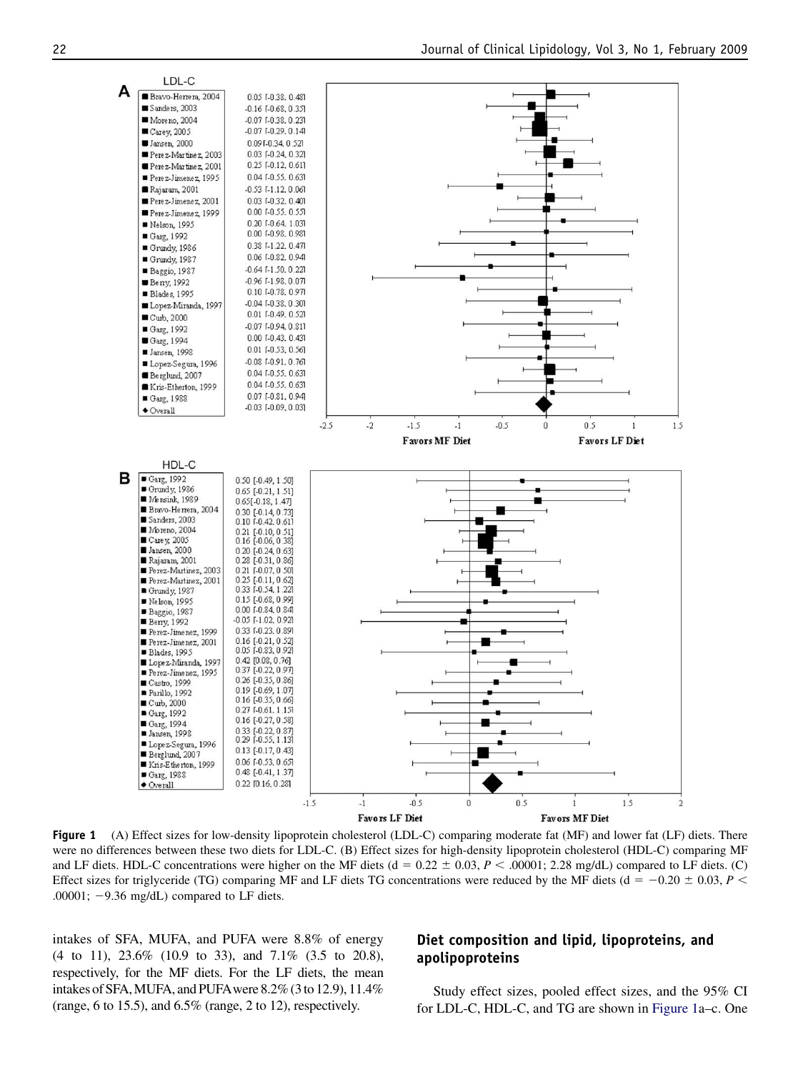**A** LDL-C

| Study | Effect size [95% CI] |
|---|---|
| Bravo-Herrera, 2004 | 0.05 [-0.38, 0.48] |
| Sanders, 2003 | -0.16 [-0.68, 0.35] |
| Moreno, 2004 | -0.07 [-0.38, 0.23] |
| Carey, 2005 | -0.07 [-0.29, 0.14] |
| Jansen, 2000 | 0.09 [-0.34, 0.52] |
| Perez-Martinez, 2003 | 0.03 [-0.24, 0.32] |
| Perez-Martinez, 2001 | 0.25 [-0.12, 0.61] |
| Perez-Jimenez, 1995 | 0.04 [-0.55, 0.63] |
| Rajaram, 2001 | -0.53 [-1.12, 0.06] |
| Perez-Jimenez, 2001 | 0.03 [-0.32, 0.40] |
| Perez-Jimenez, 1999 | 0.00 [-0.55, 0.55] |
| Nelson, 1995 | 0.20 [-0.64, 1.03] |
| Garg, 1992 | 0.00 [-0.98, 0.98] |
| Grundy, 1986 | -0.38 [-1.22, 0.47] |
| Grundy, 1987 | 0.06 [-0.82, 0.94] |
| Baggio, 1987 | -0.64 [-1.50, 0.22] |
| Berry, 1992 | -0.96 [-1.98, 0.07] |
| Blades, 1995 | 0.10 [-0.78, 0.97] |
| Lopez-Miranda, 1997 | -0.04 [-0.38, 0.30] |
| Curb, 2000 | 0.01 [-0.49, 0.52] |
| Garg, 1992 | -0.07 [-0.94, 0.81] |
| Garg, 1994 | 0.00 [-0.43, 0.43] |
| Jansen, 1998 | 0.01 [-0.53, 0.56] |
| Lopez-Segura, 1996 | -0.08 [-0.91, 0.76] |
| Berglund, 2007 | 0.04 [-0.55, 0.63] |
| Kris-Etherton, 1999 | 0.04 [-0.55, 0.63] |
| Garg, 1988 | 0.07 [-0.81, 0.94] |
| Overall | -0.03 [-0.09, 0.03] |

Favors MF Diet — Favors LF Diet

**B** HDL-C

| Study | Effect size [95% CI] |
|---|---|
| Garg, 1992 | 0.50 [-0.49, 1.50] |
| Grundy, 1986 | 0.65 [-0.21, 1.51] |
| Mensink, 1989 | 0.65 [-0.18, 1.47] |
| Bravo-Herrera, 2004 | 0.30 [-0.14, 0.73] |
| Sanders, 2003 | 0.10 [-0.42, 0.61] |
| Moreno, 2004 | 0.21 [-0.10, 0.51] |
| Carey, 2005 | 0.16 [-0.06, 0.38] |
| Jansen, 2000 | 0.20 [-0.24, 0.63] |
| Rajaram, 2001 | 0.28 [-0.31, 0.86] |
| Perez-Martinez, 2003 | 0.21 [-0.07, 0.50] |
| Perez-Martinez, 2001 | 0.25 [-0.11, 0.62] |
| Grundy, 1987 | 0.33 [-0.54, 1.22] |
| Nelson, 1995 | 0.15 [-0.68, 0.99] |
| Baggio, 1987 | 0.00 [-0.84, 0.84] |
| Berry, 1992 | -0.05 [-1.02, 0.92] |
| Perez-Jimenez, 1999 | 0.33 [-0.23, 0.89] |
| Perez-Jimenez, 2001 | 0.16 [-0.21, 0.52] |
| Blades, 1995 | 0.05 [-0.83, 0.92] |
| Lopez-Miranda, 1997 | 0.42 [0.08, 0.76] |
| Perez-Jimenez, 1995 | 0.37 [-0.22, 0.97] |
| Castro, 1999 | 0.26 [-0.35, 0.86] |
| Parillo, 1992 | 0.19 [-0.69, 1.07] |
| Curb, 2000 | 0.16 [-0.35, 0.66] |
| Garg, 1992 | 0.27 [-0.61, 1.15] |
| Garg, 1994 | 0.16 [-0.27, 0.58] |
| Jansen, 1998 | 0.33 [-0.22, 0.87] |
| Lopez-Segura, 1996 | 0.29 [-0.55, 1.13] |
| Berglund, 2007 | 0.13 [-0.17, 0.43] |
| Kris-Etherton, 1999 | 0.06 [-0.53, 0.65] |
| Garg, 1988 | 0.48 [-0.41, 1.37] |
| Overall | 0.22 [0.16, 0.28] |

Favors LF Diet — Favors MF Diet

**Figure 1** (A) Effect sizes for low-density lipoprotein cholesterol (LDL-C) comparing moderate fat (MF) and lower fat (LF) diets. There were no differences between these two diets for LDL-C. (B) Effect sizes for high-density lipoprotein cholesterol (HDL-C) comparing MF and LF diets. HDL-C concentrations were higher on the MF diets ($d = 0.22 \pm 0.03$, $P < .00001$; 2.28 mg/dL) compared to LF diets. (C) Effect sizes for triglyceride (TG) comparing MF and LF diets TG concentrations were reduced by the MF diets ($d = -0.20 \pm 0.03$, $P < .00001$; $-9.36$ mg/dL) compared to LF diets.

intakes of SFA, MUFA, and PUFA were 8.8% of energy (4 to 11), 23.6% (10.9 to 33), and 7.1% (3.5 to 20.8), respectively, for the MF diets. For the LF diets, the mean intakes of SFA, MUFA, and PUFA were 8.2% (3 to 12.9), 11.4% (range, 6 to 15.5), and 6.5% (range, 2 to 12), respectively.

## Diet composition and lipid, lipoproteins, and apolipoproteins

Study effect sizes, pooled effect sizes, and the 95% CI for LDL-C, HDL-C, and TG are shown in Figure 1a–c. One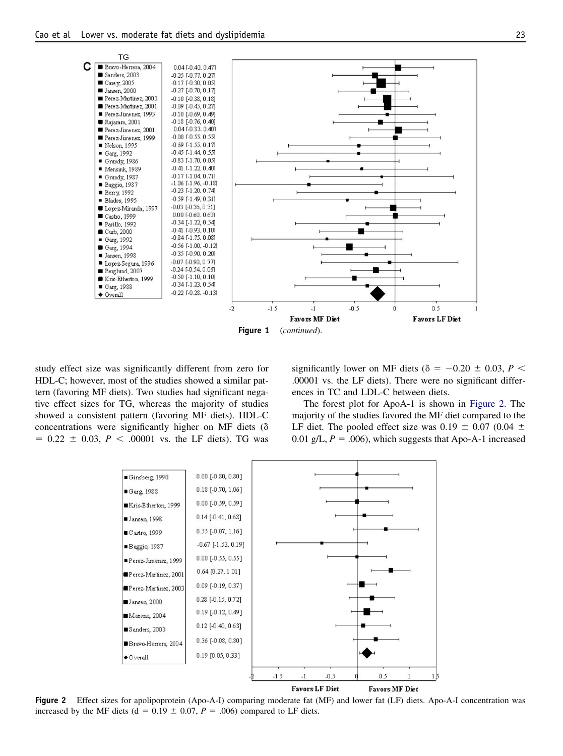**C** TG

| Study | Effect size [95% CI] |
| --- | --- |
| Bravo-Herrera, 2004 | 0.04 [-0.40, 0.47] |
| Sanders, 2003 | -0.25 [-0.77, 0.27] |
| Carey, 2005 | -0.17 [-0.30, 0.05] |
| Jansen, 2000 | -0.27 [-0.70, 0.17] |
| Perez-Martinez, 2003 | -0.10 [-0.38, 0.18] |
| Perez-Martinez, 2001 | -0.09 [-0.45, 0.27] |
| Perez-Jimenez, 1995 | -0.10 [-0.69, 0.49] |
| Rajaram, 2001 | -0.18 [-0.76, 0.40] |
| Perez-Jimenez, 2001 | 0.04 [-0.33, 0.40] |
| Perez-Jimenez, 1999 | -0.00 [-0.55, 0.55] |
| Nelson, 1995 | -0.69 [-1.55, 0.17] |
| Garg, 1992 | -0.45 [-1.44, 0.55] |
| Grundy, 1986 | -0.83 [-1.70, 0.05] |
| Mensink, 1989 | -0.41 [-1.22, 0.40] |
| Grundy, 1987 | -0.17 [-1.04, 0.71] |
| Baggio, 1987 | -1.06 [-1.96, -0.18] |
| Berry, 1992 | -0.23 [-1.20, 0.74] |
| Blades, 1995 | -0.59 [-1.49, 0.31] |
| Lopez-Miranda, 1997 | -0.03 [-0.36, 0.31] |
| Castro, 1999 | 0.00 [-0.60, 0.60] |
| Parillo, 1992 | -0.34 [-1.22, 0.54] |
| Curb, 2000 | -0.41 [-0.93, 0.10] |
| Garg, 1992 | -0.84 [-1.75, 0.08] |
| Garg, 1994 | -0.56 [-1.00, -0.12] |
| Jansen, 1998 | -0.35 [-0.90, 0.20] |
| Lopez-Segura, 1996 | -0.07 [-0.90, 0.77] |
| Berglund, 2007 | -0.24 [-0.54, 0.06] |
| Kris-Etherton, 1999 | -0.50 [-1.10, 0.10] |
| Garg, 1988 | -0.34 [-1.23, 0.54] |
| Overall | -0.22 [-0.28, -0.13] |

Favors MF Diet — Favors LF Diet

**Figure 1** (*continued*).

study effect size was significantly different from zero for HDL-C; however, most of the studies showed a similar pattern (favoring MF diets). Two studies had significant negative effect sizes for TG, whereas the majority of studies showed a consistent pattern (favoring MF diets). HDL-C concentrations were significantly higher on MF diets ($\delta = 0.22 \pm 0.03$, $P < .00001$ vs. the LF diets). TG was significantly lower on MF diets ($\delta = -0.20 \pm 0.03$, $P < .00001$ vs. the LF diets). There were no significant differences in TC and LDL-C between diets.

The forest plot for ApoA-1 is shown in Figure 2. The majority of the studies favored the MF diet compared to the LF diet. The pooled effect size was $0.19 \pm 0.07$ ($0.04 \pm 0.01$ g/L, $P = .006$), which suggests that Apo-A-1 increased

| Study | Effect size [95% CI] |
| --- | --- |
| Ginsberg, 1990 | 0.00 [-0.80, 0.80] |
| Garg, 1988 | 0.18 [-0.70, 1.06] |
| Kris-Etherton, 1999 | 0.00 [-0.59, 0.59] |
| Jansen, 1998 | 0.14 [-0.41, 0.68] |
| Castro, 1999 | 0.55 [-0.07, 1.16] |
| Baggio, 1987 | -0.67 [-1.53, 0.19] |
| Perez-Jimenez, 1999 | 0.00 [-0.55, 0.55] |
| Perez-Martinez, 2001 | 0.64 [0.27, 1.01] |
| Perez-Martinez, 2003 | 0.09 [-0.19, 0.37] |
| Jansen, 2000 | 0.28 [-0.15, 0.72] |
| Moreno, 2004 | 0.19 [-0.12, 0.49] |
| Sanders, 2003 | 0.12 [-0.40, 0.63] |
| Bravo-Herrera, 2004 | 0.36 [-0.08, 0.80] |
| Overall | 0.19 [0.05, 0.33] |

Favors LF Diet — Favors MF Diet

**Figure 2** Effect sizes for apolipoprotein (Apo-A-I) comparing moderate fat (MF) and lower fat (LF) diets. Apo-A-I concentration was increased by the MF diets ($d = 0.19 \pm 0.07$, $P = .006$) compared to LF diets.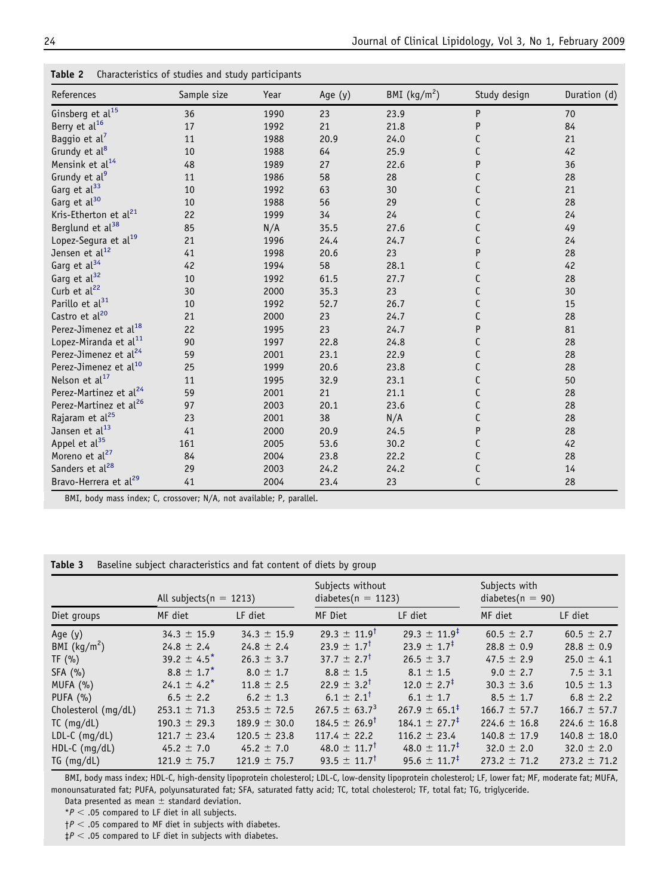**Table 2** Characteristics of studies and study participants

| References | Sample size | Year | Age (y) | BMI (kg/m$^2$) | Study design | Duration (d) |
|---|---|---|---|---|---|---|
| Ginsberg et al[15] | 36 | 1990 | 23 | 23.9 | P | 70 |
| Berry et al[16] | 17 | 1992 | 21 | 21.8 | P | 84 |
| Baggio et al[7] | 11 | 1988 | 20.9 | 24.0 | C | 21 |
| Grundy et al[8] | 10 | 1988 | 64 | 25.9 | C | 42 |
| Mensink et al[14] | 48 | 1989 | 27 | 22.6 | P | 36 |
| Grundy et al[9] | 11 | 1986 | 58 | 28 | C | 28 |
| Garg et al[33] | 10 | 1992 | 63 | 30 | C | 21 |
| Garg et al[30] | 10 | 1988 | 56 | 29 | C | 28 |
| Kris-Etherton et al[21] | 22 | 1999 | 34 | 24 | C | 24 |
| Berglund et al[38] | 85 | N/A | 35.5 | 27.6 | C | 49 |
| Lopez-Segura et al[19] | 21 | 1996 | 24.4 | 24.7 | C | 24 |
| Jensen et al[12] | 41 | 1998 | 20.6 | 23 | P | 28 |
| Garg et al[34] | 42 | 1994 | 58 | 28.1 | C | 42 |
| Garg et al[32] | 10 | 1992 | 61.5 | 27.7 | C | 28 |
| Curb et al[22] | 30 | 2000 | 35.3 | 23 | C | 30 |
| Parillo et al[31] | 10 | 1992 | 52.7 | 26.7 | C | 15 |
| Castro et al[20] | 21 | 2000 | 23 | 24.7 | C | 28 |
| Perez-Jimenez et al[18] | 22 | 1995 | 23 | 24.7 | P | 81 |
| Lopez-Miranda et al[11] | 90 | 1997 | 22.8 | 24.8 | C | 28 |
| Perez-Jimenez et al[24] | 59 | 2001 | 23.1 | 22.9 | C | 28 |
| Perez-Jimenez et al[10] | 25 | 1999 | 20.6 | 23.8 | C | 28 |
| Nelson et al[17] | 11 | 1995 | 32.9 | 23.1 | C | 50 |
| Perez-Martinez et al[24] | 59 | 2001 | 21 | 21.1 | C | 28 |
| Perez-Martinez et al[26] | 97 | 2003 | 20.1 | 23.6 | C | 28 |
| Rajaram et al[25] | 23 | 2001 | 38 | N/A | C | 28 |
| Jansen et al[13] | 41 | 2000 | 20.9 | 24.5 | P | 28 |
| Appel et al[35] | 161 | 2005 | 53.6 | 30.2 | C | 42 |
| Moreno et al[27] | 84 | 2004 | 23.8 | 22.2 | C | 28 |
| Sanders et al[28] | 29 | 2003 | 24.2 | 24.2 | C | 14 |
| Bravo-Herrera et al[29] | 41 | 2004 | 23.4 | 23 | C | 28 |

BMI, body mass index; C, crossover; N/A, not available; P, parallel.

**Table 3** Baseline subject characteristics and fat content of diets by group

| | All subjects(n = 1213) | | Subjects without diabetes(n = 1123) | | Subjects with diabetes(n = 90) | |
|---|---|---|---|---|---|---|
| Diet groups | MF diet | LF diet | MF Diet | LF diet | MF diet | LF diet |
| Age (y) | 34.3 ± 15.9 | 34.3 ± 15.9 | 29.3 ± 11.9† | 29.3 ± 11.9‡ | 60.5 ± 2.7 | 60.5 ± 2.7 |
| BMI (kg/m$^2$) | 24.8 ± 2.4 | 24.8 ± 2.4 | 23.9 ± 1.7† | 23.9 ± 1.7‡ | 28.8 ± 0.9 | 28.8 ± 0.9 |
| TF (%) | 39.2 ± 4.5* | 26.3 ± 3.7 | 37.7 ± 2.7† | 26.5 ± 3.7 | 47.5 ± 2.9 | 25.0 ± 4.1 |
| SFA (%) | 8.8 ± 1.7* | 8.0 ± 1.7 | 8.8 ± 1.5 | 8.1 ± 1.5 | 9.0 ± 2.7 | 7.5 ± 3.1 |
| MUFA (%) | 24.1 ± 4.2* | 11.8 ± 2.5 | 22.9 ± 3.2† | 12.0 ± 2.7‡ | 30.3 ± 3.6 | 10.5 ± 1.3 |
| PUFA (%) | 6.5 ± 2.2 | 6.2 ± 1.3 | 6.1 ± 2.1† | 6.1 ± 1.7 | 8.5 ± 1.7 | 6.8 ± 2.2 |
| Cholesterol (mg/dL) | 253.1 ± 71.3 | 253.5 ± 72.5 | 267.5 ± 63.7$^3$ | 267.9 ± 65.1‡ | 166.7 ± 57.7 | 166.7 ± 57.7 |
| TC (mg/dL) | 190.3 ± 29.3 | 189.9 ± 30.0 | 184.5 ± 26.9† | 184.1 ± 27.7‡ | 224.6 ± 16.8 | 224.6 ± 16.8 |
| LDL-C (mg/dL) | 121.7 ± 23.4 | 120.5 ± 23.8 | 117.4 ± 22.2 | 116.2 ± 23.4 | 140.8 ± 17.9 | 140.8 ± 18.0 |
| HDL-C (mg/dL) | 45.2 ± 7.0 | 45.2 ± 7.0 | 48.0 ± 11.7† | 48.0 ± 11.7‡ | 32.0 ± 2.0 | 32.0 ± 2.0 |
| TG (mg/dL) | 121.9 ± 75.7 | 121.9 ± 75.7 | 93.5 ± 11.7† | 95.6 ± 11.7‡ | 273.2 ± 71.2 | 273.2 ± 71.2 |

BMI, body mass index; HDL-C, high-density lipoprotein cholesterol; LDL-C, low-density lipoprotein cholesterol; LF, lower fat; MF, moderate fat; MUFA, monounsaturated fat; PUFA, polyunsaturated fat; SFA, saturated fatty acid; TC, total cholesterol; TF, total fat; TG, triglyceride.

Data presented as mean ± standard deviation.

*$P < .05$ compared to LF diet in all subjects.

†$P < .05$ compared to MF diet in subjects with diabetes.

‡$P < .05$ compared to LF diet in subjects with diabetes.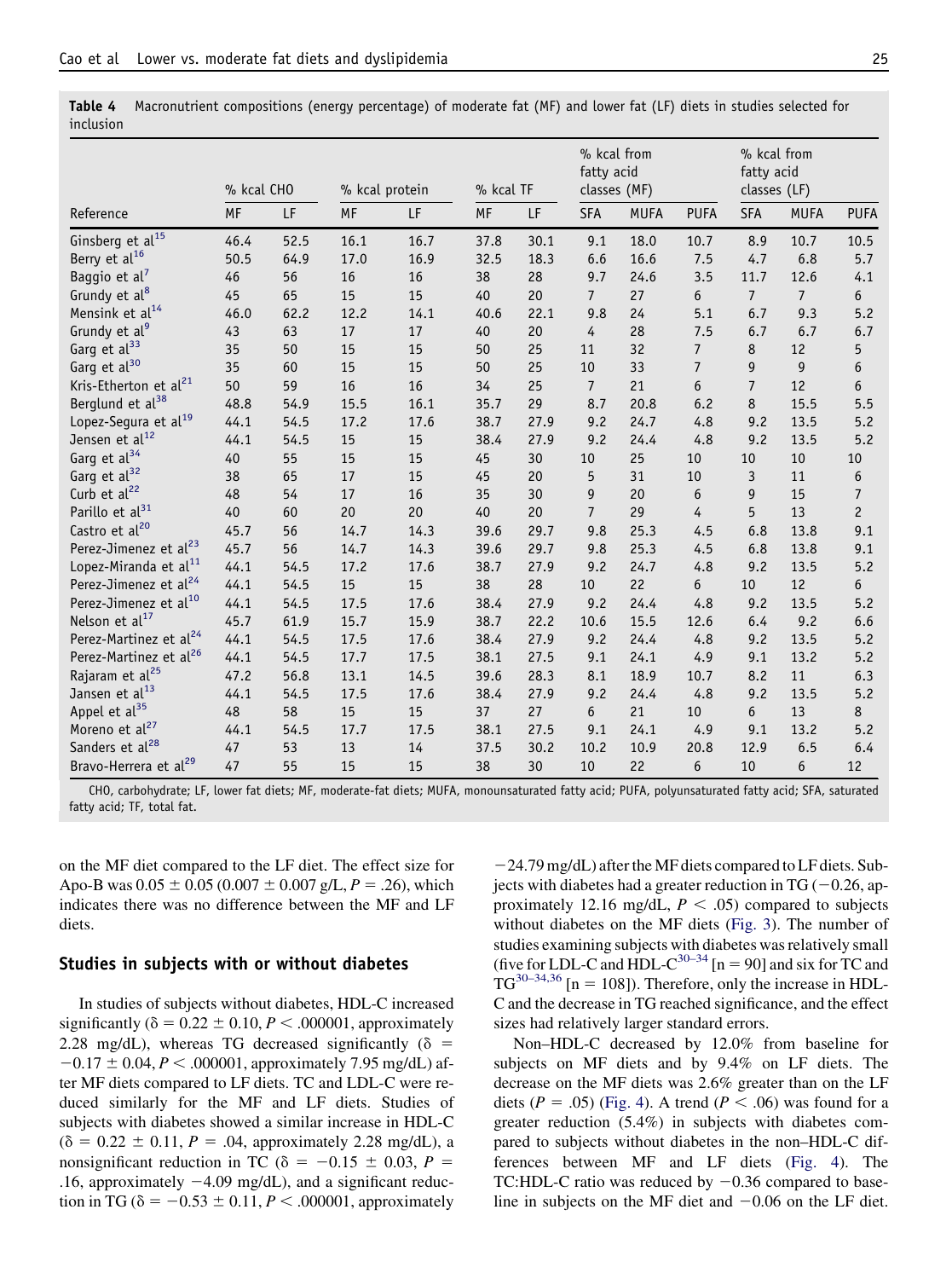**Table 4** Macronutrient compositions (energy percentage) of moderate fat (MF) and lower fat (LF) diets in studies selected for inclusion

| Reference | % kcal CHO | | % kcal protein | | % kcal TF | | % kcal from fatty acid classes (MF) | | | % kcal from fatty acid classes (LF) | | |
|---|---|---|---|---|---|---|---|---|---|---|---|---|
| | MF | LF | MF | LF | MF | LF | SFA | MUFA | PUFA | SFA | MUFA | PUFA |
| Ginsberg et al[15] | 46.4 | 52.5 | 16.1 | 16.7 | 37.8 | 30.1 | 9.1 | 18.0 | 10.7 | 8.9 | 10.7 | 10.5 |
| Berry et al[16] | 50.5 | 64.9 | 17.0 | 16.9 | 32.5 | 18.3 | 6.6 | 16.6 | 7.5 | 4.7 | 6.8 | 5.7 |
| Baggio et al[7] | 46 | 56 | 16 | 16 | 38 | 28 | 9.7 | 24.6 | 3.5 | 11.7 | 12.6 | 4.1 |
| Grundy et al[8] | 45 | 65 | 15 | 15 | 40 | 20 | 7 | 27 | 6 | 7 | 7 | 6 |
| Mensink et al[14] | 46.0 | 62.2 | 12.2 | 14.1 | 40.6 | 22.1 | 9.8 | 24 | 5.1 | 6.7 | 9.3 | 5.2 |
| Grundy et al[9] | 43 | 63 | 17 | 17 | 40 | 20 | 4 | 28 | 7.5 | 6.7 | 6.7 | 6.7 |
| Garg et al[33] | 35 | 50 | 15 | 15 | 50 | 25 | 11 | 32 | 7 | 8 | 12 | 5 |
| Garg et al[30] | 35 | 60 | 15 | 15 | 50 | 25 | 10 | 33 | 7 | 9 | 9 | 6 |
| Kris-Etherton et al[21] | 50 | 59 | 16 | 16 | 34 | 25 | 7 | 21 | 6 | 7 | 12 | 6 |
| Berglund et al[38] | 48.8 | 54.9 | 15.5 | 16.1 | 35.7 | 29 | 8.7 | 20.8 | 6.2 | 8 | 15.5 | 5.5 |
| Lopez-Segura et al[19] | 44.1 | 54.5 | 17.2 | 17.6 | 38.7 | 27.9 | 9.2 | 24.7 | 4.8 | 9.2 | 13.5 | 5.2 |
| Jensen et al[12] | 44.1 | 54.5 | 15 | 15 | 38.4 | 27.9 | 9.2 | 24.4 | 4.8 | 9.2 | 13.5 | 5.2 |
| Garg et al[34] | 40 | 55 | 15 | 15 | 45 | 30 | 10 | 25 | 10 | 10 | 10 | 10 |
| Garg et al[32] | 38 | 65 | 17 | 15 | 45 | 20 | 5 | 31 | 10 | 3 | 11 | 6 |
| Curb et al[22] | 48 | 54 | 17 | 16 | 35 | 30 | 9 | 20 | 6 | 9 | 15 | 7 |
| Parillo et al[31] | 40 | 60 | 20 | 20 | 40 | 20 | 7 | 29 | 4 | 5 | 13 | 2 |
| Castro et al[20] | 45.7 | 56 | 14.7 | 14.3 | 39.6 | 29.7 | 9.8 | 25.3 | 4.5 | 6.8 | 13.8 | 9.1 |
| Perez-Jimenez et al[23] | 45.7 | 56 | 14.7 | 14.3 | 39.6 | 29.7 | 9.8 | 25.3 | 4.5 | 6.8 | 13.8 | 9.1 |
| Lopez-Miranda et al[11] | 44.1 | 54.5 | 17.2 | 17.6 | 38.7 | 27.9 | 9.2 | 24.7 | 4.8 | 9.2 | 13.5 | 5.2 |
| Perez-Jimenez et al[24] | 44.1 | 54.5 | 15 | 15 | 38 | 28 | 10 | 22 | 6 | 10 | 12 | 6 |
| Perez-Jimenez et al[10] | 44.1 | 54.5 | 17.5 | 17.6 | 38.4 | 27.9 | 9.2 | 24.4 | 4.8 | 9.2 | 13.5 | 5.2 |
| Nelson et al[17] | 45.7 | 61.9 | 15.7 | 15.9 | 38.7 | 22.2 | 10.6 | 15.5 | 12.6 | 6.4 | 9.2 | 6.6 |
| Perez-Martinez et al[24] | 44.1 | 54.5 | 17.5 | 17.6 | 38.4 | 27.9 | 9.2 | 24.4 | 4.8 | 9.2 | 13.5 | 5.2 |
| Perez-Martinez et al[26] | 44.1 | 54.5 | 17.7 | 17.5 | 38.1 | 27.5 | 9.1 | 24.1 | 4.9 | 9.1 | 13.2 | 5.2 |
| Rajaram et al[25] | 47.2 | 56.8 | 13.1 | 14.5 | 39.6 | 28.3 | 8.1 | 18.9 | 10.7 | 8.2 | 11 | 6.3 |
| Jansen et al[13] | 44.1 | 54.5 | 17.5 | 17.6 | 38.4 | 27.9 | 9.2 | 24.4 | 4.8 | 9.2 | 13.5 | 5.2 |
| Appel et al[35] | 48 | 58 | 15 | 15 | 37 | 27 | 6 | 21 | 10 | 6 | 13 | 8 |
| Moreno et al[27] | 44.1 | 54.5 | 17.7 | 17.5 | 38.1 | 27.5 | 9.1 | 24.1 | 4.9 | 9.1 | 13.2 | 5.2 |
| Sanders et al[28] | 47 | 53 | 13 | 14 | 37.5 | 30.2 | 10.2 | 10.9 | 20.8 | 12.9 | 6.5 | 6.4 |
| Bravo-Herrera et al[29] | 47 | 55 | 15 | 15 | 38 | 30 | 10 | 22 | 6 | 10 | 6 | 12 |

CHO, carbohydrate; LF, lower fat diets; MF, moderate-fat diets; MUFA, monounsaturated fatty acid; PUFA, polyunsaturated fatty acid; SFA, saturated fatty acid; TF, total fat.

on the MF diet compared to the LF diet. The effect size for Apo-B was $0.05 \pm 0.05$ ($0.007 \pm 0.007$ g/L, $P = .26$), which indicates there was no difference between the MF and LF diets.

### Studies in subjects with or without diabetes

In studies of subjects without diabetes, HDL-C increased significantly ($\delta = 0.22 \pm 0.10$, $P < .000001$, approximately 2.28 mg/dL), whereas TG decreased significantly ($\delta = -0.17 \pm 0.04$, $P < .000001$, approximately 7.95 mg/dL) after MF diets compared to LF diets. TC and LDL-C were reduced similarly for the MF and LF diets. Studies of subjects with diabetes showed a similar increase in HDL-C ($\delta = 0.22 \pm 0.11$, $P = .04$, approximately 2.28 mg/dL), a nonsignificant reduction in TC ($\delta = -0.15 \pm 0.03$, $P = .16$, approximately $-4.09$ mg/dL), and a significant reduction in TG ($\delta = -0.53 \pm 0.11$, $P < .000001$, approximately $-24.79$ mg/dL) after the MF diets compared to LF diets. Subjects with diabetes had a greater reduction in TG ($-0.26$, approximately 12.16 mg/dL, $P < .05$) compared to subjects without diabetes on the MF diets (Fig. 3). The number of studies examining subjects with diabetes was relatively small (five for LDL-C and HDL-C[30–34] [n = 90] and six for TC and TG[30–34,36] [n = 108]). Therefore, only the increase in HDL-C and the decrease in TG reached significance, and the effect sizes had relatively larger standard errors.

Non–HDL-C decreased by 12.0% from baseline for subjects on MF diets and by 9.4% on LF diets. The decrease on the MF diets was 2.6% greater than on the LF diets ($P = .05$) (Fig. 4). A trend ($P < .06$) was found for a greater reduction (5.4%) in subjects with diabetes compared to subjects without diabetes in the non–HDL-C differences between MF and LF diets (Fig. 4). The TC:HDL-C ratio was reduced by $-0.36$ compared to baseline in subjects on the MF diet and $-0.06$ on the LF diet.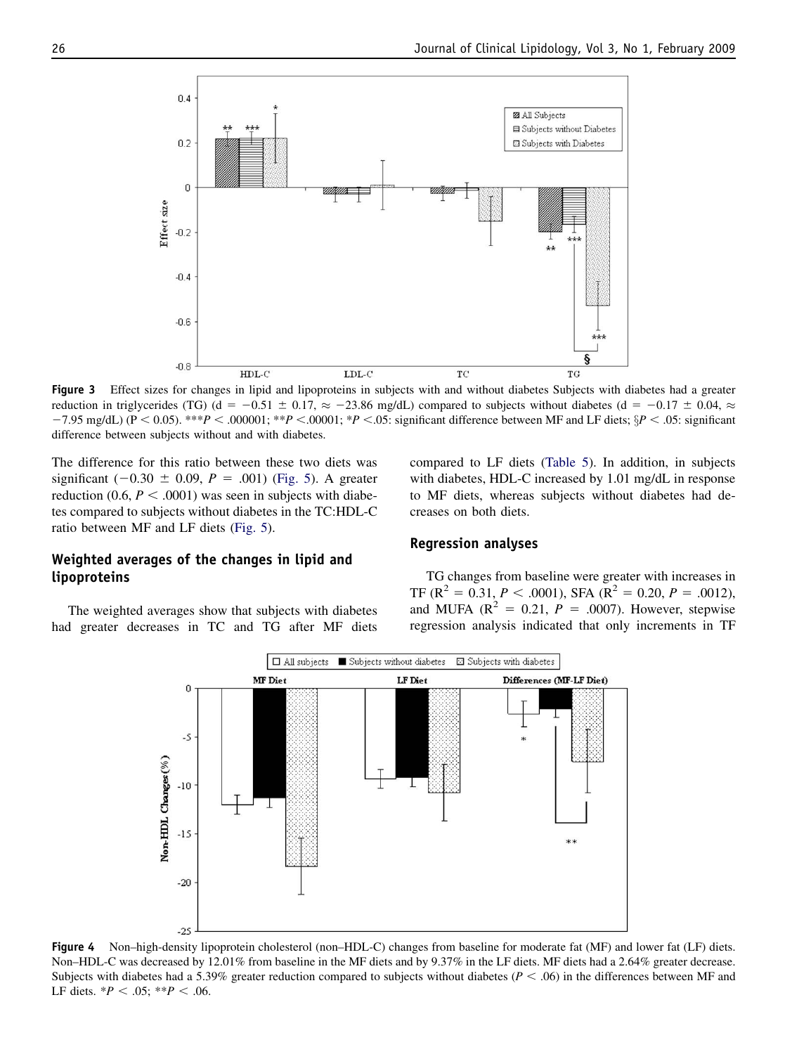**Figure 3** Effect sizes for changes in lipid and lipoproteins in subjects with and without diabetes Subjects with diabetes had a greater reduction in triglycerides (TG) (d = −0.51 ± 0.17, ≈ −23.86 mg/dL) compared to subjects without diabetes (d = −0.17 ± 0.04, ≈ −7.95 mg/dL) ($P < 0.05$). ***$P < .000001$; **$P < .00001$; *$P < .05$: significant difference between MF and LF diets; §$P < .05$: significant difference between subjects without and with diabetes.

The difference for this ratio between these two diets was significant (−0.30 ± 0.09, $P$ = .001) (Fig. 5). A greater reduction (0.6, $P < .0001$) was seen in subjects with diabetes compared to subjects without diabetes in the TC:HDL-C ratio between MF and LF diets (Fig. 5).

### Weighted averages of the changes in lipid and lipoproteins

The weighted averages show that subjects with diabetes had greater decreases in TC and TG after MF diets compared to LF diets (Table 5). In addition, in subjects with diabetes, HDL-C increased by 1.01 mg/dL in response to MF diets, whereas subjects without diabetes had decreases on both diets.

### Regression analyses

TG changes from baseline were greater with increases in TF ($R^2$ = 0.31, $P < .0001$), SFA ($R^2$ = 0.20, $P$ = .0012), and MUFA ($R^2$ = 0.21, $P$ = .0007). However, stepwise regression analysis indicated that only increments in TF

**Figure 4** Non–high-density lipoprotein cholesterol (non–HDL-C) changes from baseline for moderate fat (MF) and lower fat (LF) diets. Non–HDL-C was decreased by 12.01% from baseline in the MF diets and by 9.37% in the LF diets. MF diets had a 2.64% greater decrease. Subjects with diabetes had a 5.39% greater reduction compared to subjects without diabetes ($P < .06$) in the differences between MF and LF diets. *$P < .05$; **$P < .06$.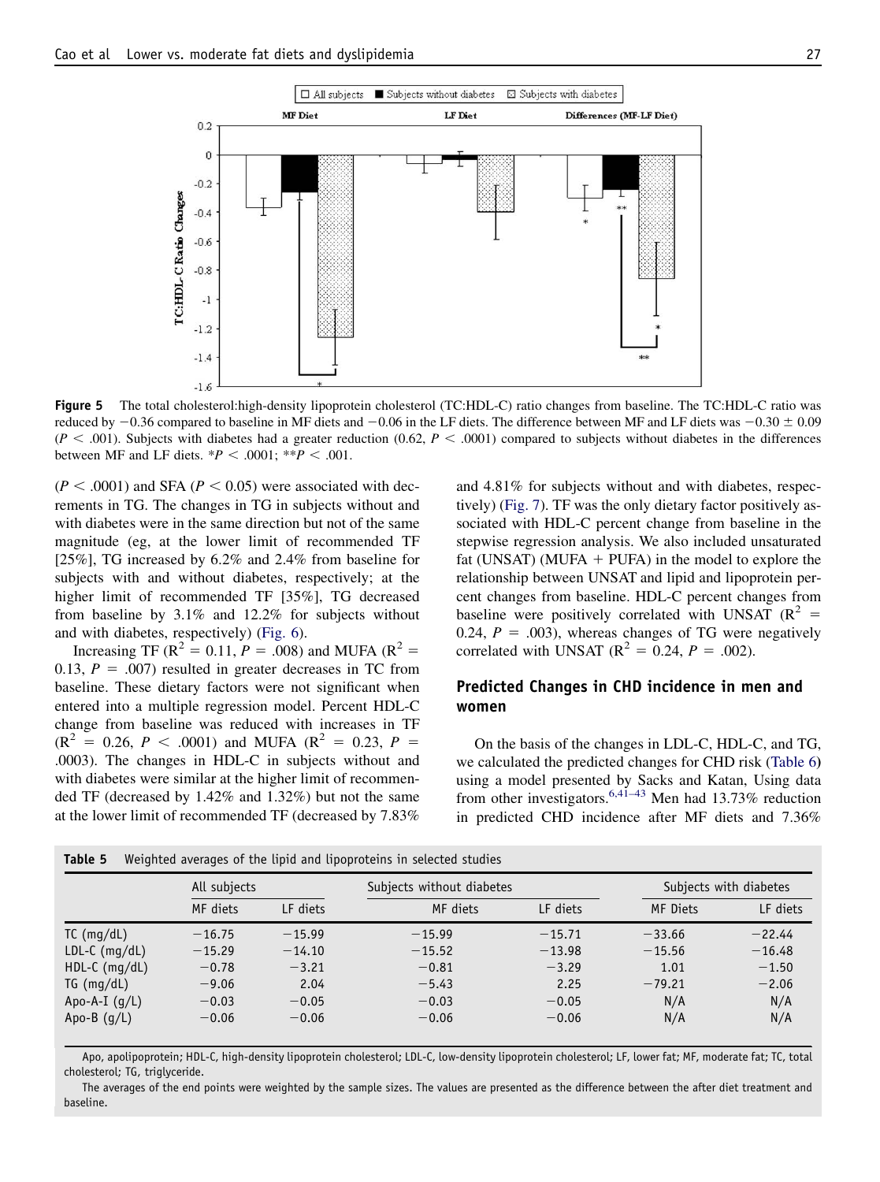**Figure 5** The total cholesterol:high-density lipoprotein cholesterol (TC:HDL-C) ratio changes from baseline. The TC:HDL-C ratio was reduced by −0.36 compared to baseline in MF diets and −0.06 in the LF diets. The difference between MF and LF diets was −0.30 ± 0.09 ($P < .001$). Subjects with diabetes had a greater reduction (0.62, $P < .0001$) compared to subjects without diabetes in the differences between MF and LF diets. *$P < .0001$; **$P < .001$.

($P < .0001$) and SFA ($P < 0.05$) were associated with decrements in TG. The changes in TG in subjects without and with diabetes were in the same direction but not of the same magnitude (eg, at the lower limit of recommended TF [25%], TG increased by 6.2% and 2.4% from baseline for subjects with and without diabetes, respectively; at the higher limit of recommended TF [35%], TG decreased from baseline by 3.1% and 12.2% for subjects without and with diabetes, respectively) (Fig. 6).

Increasing TF ($R^2 = 0.11$, $P = .008$) and MUFA ($R^2 = 0.13$, $P = .007$) resulted in greater decreases in TC from baseline. These dietary factors were not significant when entered into a multiple regression model. Percent HDL-C change from baseline was reduced with increases in TF ($R^2 = 0.26$, $P < .0001$) and MUFA ($R^2 = 0.23$, $P = .0003$). The changes in HDL-C in subjects without and with diabetes were similar at the higher limit of recommended TF (decreased by 1.42% and 1.32%) but not the same at the lower limit of recommended TF (decreased by 7.83% and 4.81% for subjects without and with diabetes, respectively) (Fig. 7). TF was the only dietary factor positively associated with HDL-C percent change from baseline in the stepwise regression analysis. We also included unsaturated fat (UNSAT) (MUFA + PUFA) in the model to explore the relationship between UNSAT and lipid and lipoprotein percent changes from baseline. HDL-C percent changes from baseline were positively correlated with UNSAT ($R^2 = 0.24$, $P = .003$), whereas changes of TG were negatively correlated with UNSAT ($R^2 = 0.24$, $P = .002$).

### Predicted Changes in CHD incidence in men and women

On the basis of the changes in LDL-C, HDL-C, and TG, we calculated the predicted changes for CHD risk (Table 6) using a model presented by Sacks and Katan, Using data from other investigators.[6,41–43] Men had 13.73% reduction in predicted CHD incidence after MF diets and 7.36%

**Table 5** Weighted averages of the lipid and lipoproteins in selected studies

| | All subjects | | Subjects without diabetes | | Subjects with diabetes | |
|---|---|---|---|---|---|---|
| | MF diets | LF diets | MF diets | LF diets | MF Diets | LF diets |
| TC (mg/dL) | −16.75 | −15.99 | −15.99 | −15.71 | −33.66 | −22.44 |
| LDL-C (mg/dL) | −15.29 | −14.10 | −15.52 | −13.98 | −15.56 | −16.48 |
| HDL-C (mg/dL) | −0.78 | −3.21 | −0.81 | −3.29 | 1.01 | −1.50 |
| TG (mg/dL) | −9.06 | 2.04 | −5.43 | 2.25 | −79.21 | −2.06 |
| Apo-A-I (g/L) | −0.03 | −0.05 | −0.03 | −0.05 | N/A | N/A |
| Apo-B (g/L) | −0.06 | −0.06 | −0.06 | −0.06 | N/A | N/A |

Apo, apolipoprotein; HDL-C, high-density lipoprotein cholesterol; LDL-C, low-density lipoprotein cholesterol; LF, lower fat; MF, moderate fat; TC, total cholesterol; TG, triglyceride.

The averages of the end points were weighted by the sample sizes. The values are presented as the difference between the after diet treatment and baseline.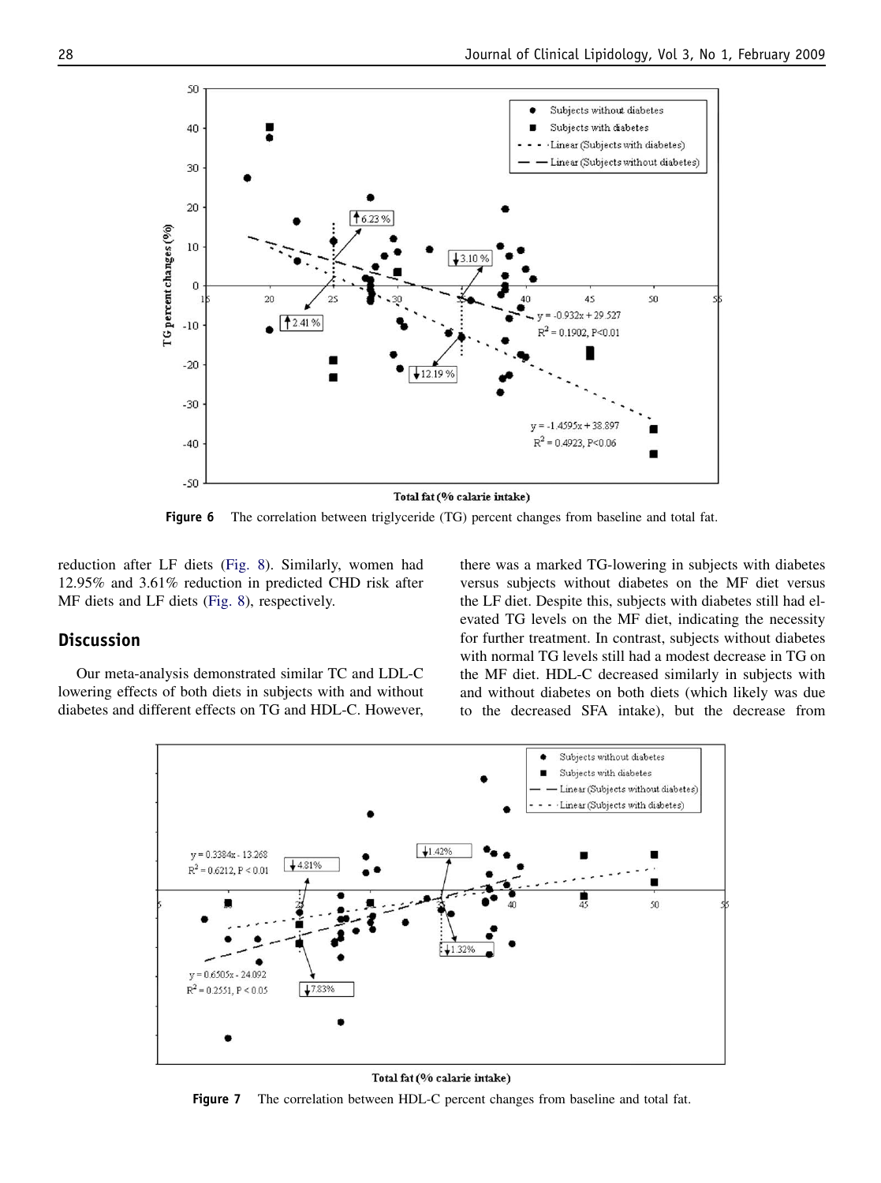Figure 6  The correlation between triglyceride (TG) percent changes from baseline and total fat.

reduction after LF diets (Fig. 8). Similarly, women had 12.95% and 3.61% reduction in predicted CHD risk after MF diets and LF diets (Fig. 8), respectively.

## Discussion

Our meta-analysis demonstrated similar TC and LDL-C lowering effects of both diets in subjects with and without diabetes and different effects on TG and HDL-C. However, there was a marked TG-lowering in subjects with diabetes versus subjects without diabetes on the MF diet versus the LF diet. Despite this, subjects with diabetes still had elevated TG levels on the MF diet, indicating the necessity for further treatment. In contrast, subjects without diabetes with normal TG levels still had a modest decrease in TG on the MF diet. HDL-C decreased similarly in subjects with and without diabetes on both diets (which likely was due to the decreased SFA intake), but the decrease from

Figure 7  The correlation between HDL-C percent changes from baseline and total fat.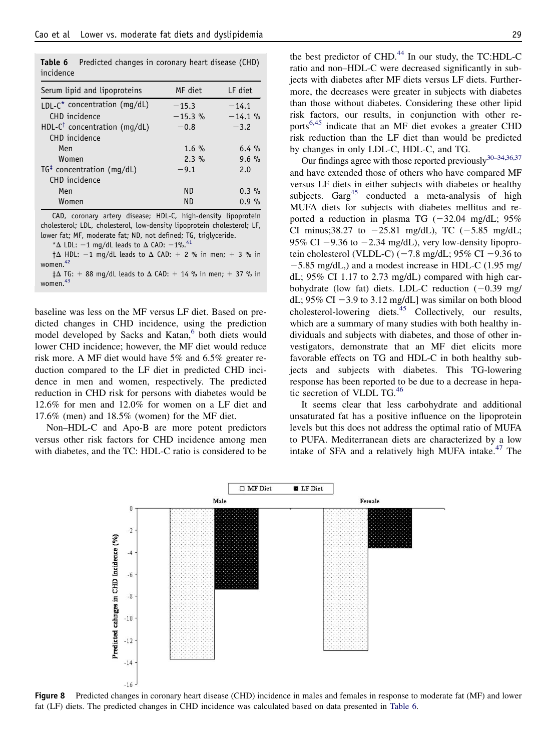**Table 6** Predicted changes in coronary heart disease (CHD) incidence

| Serum lipid and lipoproteins | MF diet | LF diet |
|---|---|---|
| LDL-C* concentration (mg/dL) | −15.3 | −14.1 |
| CHD incidence | −15.3 % | −14.1 % |
| HDL-C† concentration (mg/dL) | −0.8 | −3.2 |
| CHD incidence | | |
| Men | 1.6 % | 6.4 % |
| Women | 2.3 % | 9.6 % |
| TG‡ concentration (mg/dL) | −9.1 | 2.0 |
| CHD incidence | | |
| Men | ND | 0.3 % |
| Women | ND | 0.9 % |

CAD, coronary artery disease; HDL-C, high-density lipoprotein cholesterol; LDL, cholesterol, low-density lipoprotein cholesterol; LF, lower fat; MF, moderate fat; ND, not defined; TG, triglyceride.

*Δ LDL: −1 mg/dL leads to Δ CAD: −1%.[41]

†Δ HDL: −1 mg/dL leads to Δ CAD: + 2 % in men; + 3 % in women.[42]

‡Δ TG: + 88 mg/dL leads to Δ CAD: + 14 % in men; + 37 % in women.[43]

baseline was less on the MF versus LF diet. Based on predicted changes in CHD incidence, using the prediction model developed by Sacks and Katan,[6] both diets would lower CHD incidence; however, the MF diet would reduce risk more. A MF diet would have 5% and 6.5% greater reduction compared to the LF diet in predicted CHD incidence in men and women, respectively. The predicted reduction in CHD risk for persons with diabetes would be 12.6% for men and 12.0% for women on a LF diet and 17.6% (men) and 18.5% (women) for the MF diet.

Non–HDL-C and Apo-B are more potent predictors versus other risk factors for CHD incidence among men with diabetes, and the TC: HDL-C ratio is considered to be the best predictor of CHD.[44] In our study, the TC:HDL-C ratio and non–HDL-C were decreased significantly in subjects with diabetes after MF diets versus LF diets. Furthermore, the decreases were greater in subjects with diabetes than those without diabetes. Considering these other lipid risk factors, our results, in conjunction with other reports[6,45] indicate that an MF diet evokes a greater CHD risk reduction than the LF diet than would be predicted by changes in only LDL-C, HDL-C, and TG.

Our findings agree with those reported previously[30–34,36,37] and have extended those of others who have compared MF versus LF diets in either subjects with diabetes or healthy subjects. Garg[45] conducted a meta-analysis of high MUFA diets for subjects with diabetes mellitus and reported a reduction in plasma TG (−32.04 mg/dL; 95% CI minus;38.27 to −25.81 mg/dL), TC (−5.85 mg/dL; 95% CI −9.36 to −2.34 mg/dL), very low-density lipoprotein cholesterol (VLDL-C) (−7.8 mg/dL; 95% CI −9.36 to −5.85 mg/dL,) and a modest increase in HDL-C (1.95 mg/dL; 95% CI 1.17 to 2.73 mg/dL) compared with high carbohydrate (low fat) diets. LDL-C reduction (−0.39 mg/dL; 95% CI −3.9 to 3.12 mg/dL] was similar on both blood cholesterol-lowering diets.[45] Collectively, our results, which are a summary of many studies with both healthy individuals and subjects with diabetes, and those of other investigators, demonstrate that an MF diet elicits more favorable effects on TG and HDL-C in both healthy subjects and subjects with diabetes. This TG-lowering response has been reported to be due to a decrease in hepatic secretion of VLDL TG.[46]

It seems clear that less carbohydrate and additional unsaturated fat has a positive influence on the lipoprotein levels but this does not address the optimal ratio of MUFA to PUFA. Mediterranean diets are characterized by a low intake of SFA and a relatively high MUFA intake.[47] The

**Figure 8** Predicted changes in coronary heart disease (CHD) incidence in males and females in response to moderate fat (MF) and lower fat (LF) diets. The predicted changes in CHD incidence was calculated based on data presented in Table 6.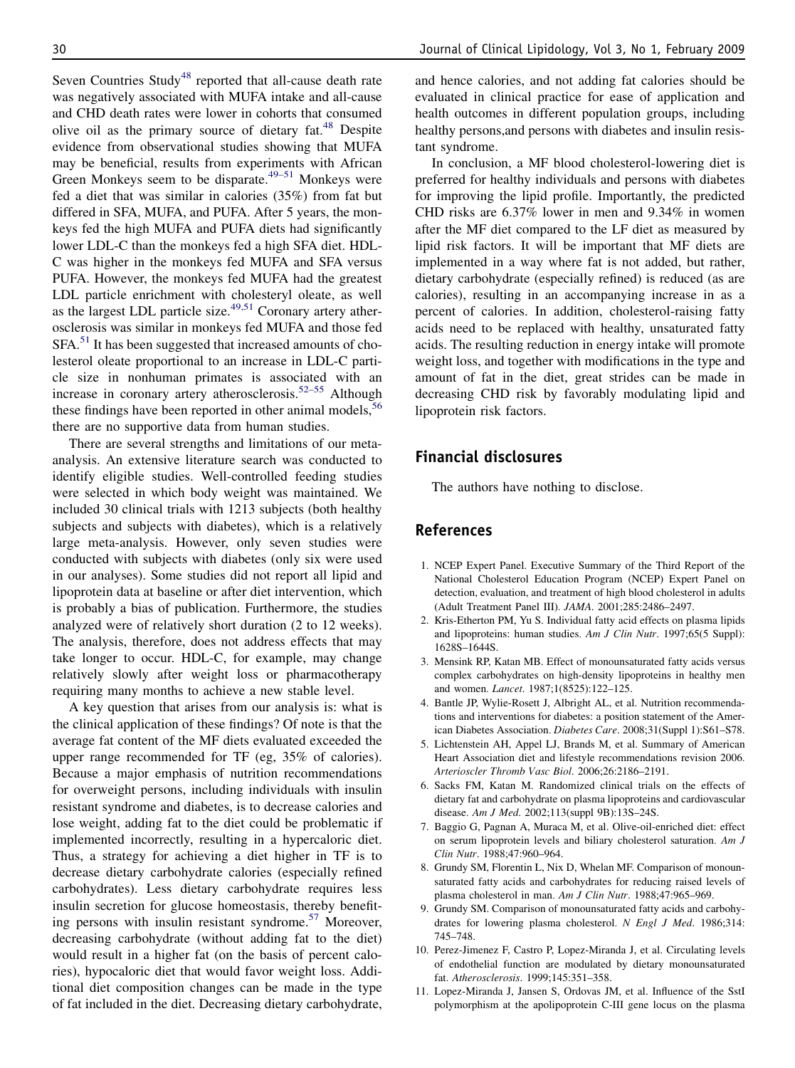Seven Countries Study[48] reported that all-cause death rate was negatively associated with MUFA intake and all-cause and CHD death rates were lower in cohorts that consumed olive oil as the primary source of dietary fat.[48] Despite evidence from observational studies showing that MUFA may be beneficial, results from experiments with African Green Monkeys seem to be disparate.[49–51] Monkeys were fed a diet that was similar in calories (35%) from fat but differed in SFA, MUFA, and PUFA. After 5 years, the monkeys fed the high MUFA and PUFA diets had significantly lower LDL-C than the monkeys fed a high SFA diet. HDL-C was higher in the monkeys fed MUFA and SFA versus PUFA. However, the monkeys fed MUFA had the greatest LDL particle enrichment with cholesteryl oleate, as well as the largest LDL particle size.[49,51] Coronary artery atherosclerosis was similar in monkeys fed MUFA and those fed SFA.[51] It has been suggested that increased amounts of cholesterol oleate proportional to an increase in LDL-C particle size in nonhuman primates is associated with an increase in coronary artery atherosclerosis.[52–55] Although these findings have been reported in other animal models,[56] there are no supportive data from human studies.

There are several strengths and limitations of our meta-analysis. An extensive literature search was conducted to identify eligible studies. Well-controlled feeding studies were selected in which body weight was maintained. We included 30 clinical trials with 1213 subjects (both healthy subjects and subjects with diabetes), which is a relatively large meta-analysis. However, only seven studies were conducted with subjects with diabetes (only six were used in our analyses). Some studies did not report all lipid and lipoprotein data at baseline or after diet intervention, which is probably a bias of publication. Furthermore, the studies analyzed were of relatively short duration (2 to 12 weeks). The analysis, therefore, does not address effects that may take longer to occur. HDL-C, for example, may change relatively slowly after weight loss or pharmacotherapy requiring many months to achieve a new stable level.

A key question that arises from our analysis is: what is the clinical application of these findings? Of note is that the average fat content of the MF diets evaluated exceeded the upper range recommended for TF (eg, 35% of calories). Because a major emphasis of nutrition recommendations for overweight persons, including individuals with insulin resistant syndrome and diabetes, is to decrease calories and lose weight, adding fat to the diet could be problematic if implemented incorrectly, resulting in a hypercaloric diet. Thus, a strategy for achieving a diet higher in TF is to decrease dietary carbohydrate calories (especially refined carbohydrates). Less dietary carbohydrate requires less insulin secretion for glucose homeostasis, thereby benefiting persons with insulin resistant syndrome.[57] Moreover, decreasing carbohydrate (without adding fat to the diet) would result in a higher fat (on the basis of percent calories), hypocaloric diet that would favor weight loss. Additional diet composition changes can be made in the type of fat included in the diet. Decreasing dietary carbohydrate, and hence calories, and not adding fat calories should be evaluated in clinical practice for ease of application and health outcomes in different population groups, including healthy persons,and persons with diabetes and insulin resistant syndrome.

In conclusion, a MF blood cholesterol-lowering diet is preferred for healthy individuals and persons with diabetes for improving the lipid profile. Importantly, the predicted CHD risks are 6.37% lower in men and 9.34% in women after the MF diet compared to the LF diet as measured by lipid risk factors. It will be important that MF diets are implemented in a way where fat is not added, but rather, dietary carbohydrate (especially refined) is reduced (as are calories), resulting in an accompanying increase in as a percent of calories. In addition, cholesterol-raising fatty acids need to be replaced with healthy, unsaturated fatty acids. The resulting reduction in energy intake will promote weight loss, and together with modifications in the type and amount of fat in the diet, great strides can be made in decreasing CHD risk by favorably modulating lipid and lipoprotein risk factors.

## Financial disclosures

The authors have nothing to disclose.

## References

1. NCEP Expert Panel. Executive Summary of the Third Report of the National Cholesterol Education Program (NCEP) Expert Panel on detection, evaluation, and treatment of high blood cholesterol in adults (Adult Treatment Panel III). *JAMA*. 2001;285:2486–2497.
2. Kris-Etherton PM, Yu S. Individual fatty acid effects on plasma lipids and lipoproteins: human studies. *Am J Clin Nutr*. 1997;65(5 Suppl): 1628S–1644S.
3. Mensink RP, Katan MB. Effect of monounsaturated fatty acids versus complex carbohydrates on high-density lipoproteins in healthy men and women. *Lancet*. 1987;1(8525):122–125.
4. Bantle JP, Wylie-Rosett J, Albright AL, et al. Nutrition recommendations and interventions for diabetes: a position statement of the American Diabetes Association. *Diabetes Care*. 2008;31(Suppl 1):S61–S78.
5. Lichtenstein AH, Appel LJ, Brands M, et al. Summary of American Heart Association diet and lifestyle recommendations revision 2006. *Arterioscler Thromb Vasc Biol*. 2006;26:2186–2191.
6. Sacks FM, Katan M. Randomized clinical trials on the effects of dietary fat and carbohydrate on plasma lipoproteins and cardiovascular disease. *Am J Med*. 2002;113(suppl 9B):13S–24S.
7. Baggio G, Pagnan A, Muraca M, et al. Olive-oil-enriched diet: effect on serum lipoprotein levels and biliary cholesterol saturation. *Am J Clin Nutr*. 1988;47:960–964.
8. Grundy SM, Florentin L, Nix D, Whelan MF. Comparison of monounsaturated fatty acids and carbohydrates for reducing raised levels of plasma cholesterol in man. *Am J Clin Nutr*. 1988;47:965–969.
9. Grundy SM. Comparison of monounsaturated fatty acids and carbohydrates for lowering plasma cholesterol. *N Engl J Med*. 1986;314: 745–748.
10. Perez-Jimenez F, Castro P, Lopez-Miranda J, et al. Circulating levels of endothelial function are modulated by dietary monounsaturated fat. *Atherosclerosis*. 1999;145:351–358.
11. Lopez-Miranda J, Jansen S, Ordovas JM, et al. Influence of the SstI polymorphism at the apolipoprotein C-III gene locus on the plasma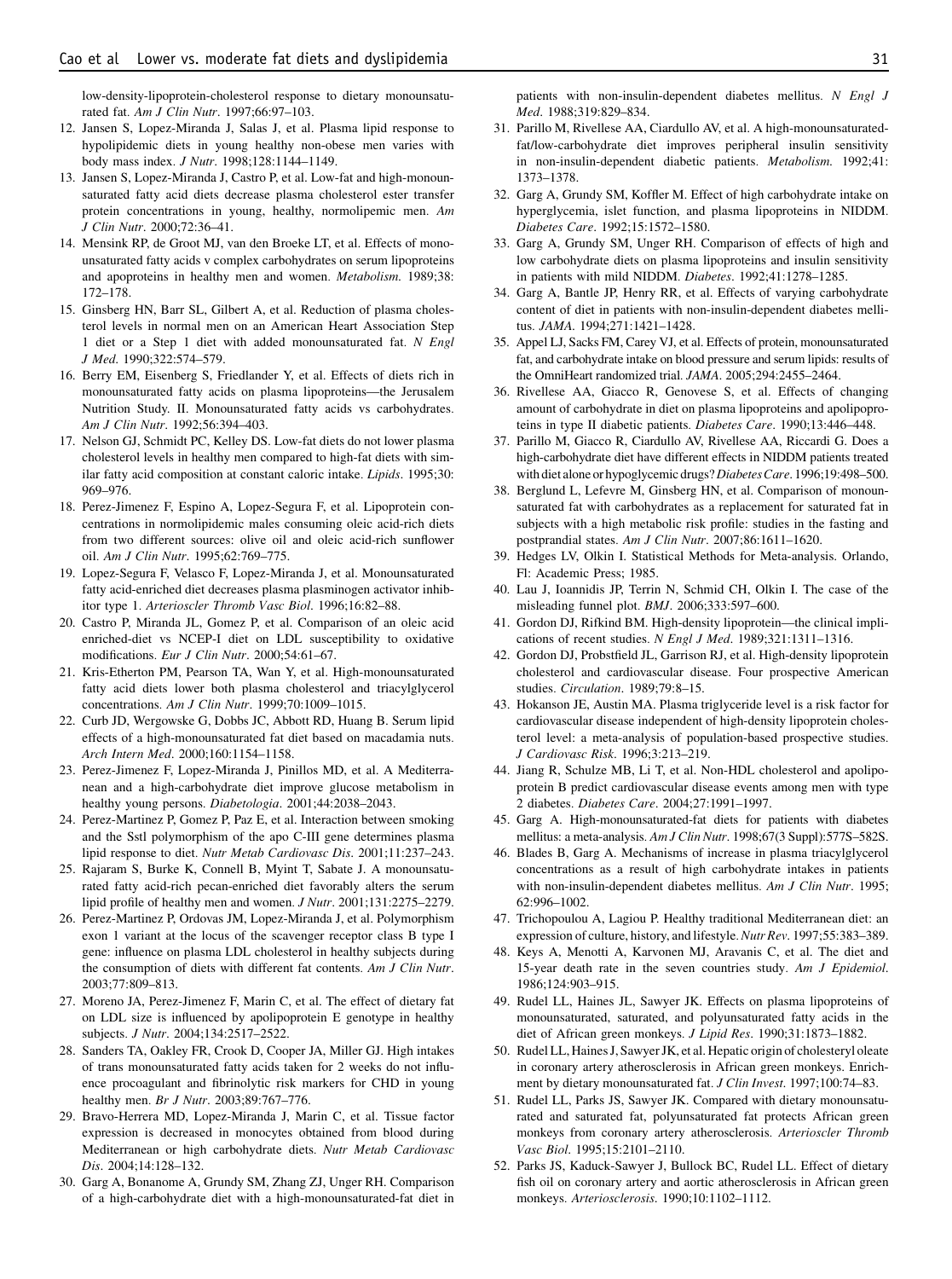low-density-lipoprotein-cholesterol response to dietary monounsaturated fat. *Am J Clin Nutr*. 1997;66:97–103.

12. Jansen S, Lopez-Miranda J, Salas J, et al. Plasma lipid response to hypolipidemic diets in young healthy non-obese men varies with body mass index. *J Nutr*. 1998;128:1144–1149.
13. Jansen S, Lopez-Miranda J, Castro P, et al. Low-fat and high-monounsaturated fatty acid diets decrease plasma cholesterol ester transfer protein concentrations in young, healthy, normolipemic men. *Am J Clin Nutr*. 2000;72:36–41.
14. Mensink RP, de Groot MJ, van den Broeke LT, et al. Effects of monounsaturated fatty acids v complex carbohydrates on serum lipoproteins and apoproteins in healthy men and women. *Metabolism*. 1989;38: 172–178.
15. Ginsberg HN, Barr SL, Gilbert A, et al. Reduction of plasma cholesterol levels in normal men on an American Heart Association Step 1 diet or a Step 1 diet with added monounsaturated fat. *N Engl J Med*. 1990;322:574–579.
16. Berry EM, Eisenberg S, Friedlander Y, et al. Effects of diets rich in monounsaturated fatty acids on plasma lipoproteins—the Jerusalem Nutrition Study. II. Monounsaturated fatty acids vs carbohydrates. *Am J Clin Nutr*. 1992;56:394–403.
17. Nelson GJ, Schmidt PC, Kelley DS. Low-fat diets do not lower plasma cholesterol levels in healthy men compared to high-fat diets with similar fatty acid composition at constant caloric intake. *Lipids*. 1995;30: 969–976.
18. Perez-Jimenez F, Espino A, Lopez-Segura F, et al. Lipoprotein concentrations in normolipidemic males consuming oleic acid-rich diets from two different sources: olive oil and oleic acid-rich sunflower oil. *Am J Clin Nutr*. 1995;62:769–775.
19. Lopez-Segura F, Velasco F, Lopez-Miranda J, et al. Monounsaturated fatty acid-enriched diet decreases plasma plasminogen activator inhibitor type 1. *Arterioscler Thromb Vasc Biol*. 1996;16:82–88.
20. Castro P, Miranda JL, Gomez P, et al. Comparison of an oleic acid enriched-diet vs NCEP-I diet on LDL susceptibility to oxidative modifications. *Eur J Clin Nutr*. 2000;54:61–67.
21. Kris-Etherton PM, Pearson TA, Wan Y, et al. High-monounsaturated fatty acid diets lower both plasma cholesterol and triacylglycerol concentrations. *Am J Clin Nutr*. 1999;70:1009–1015.
22. Curb JD, Wergowske G, Dobbs JC, Abbott RD, Huang B. Serum lipid effects of a high-monounsaturated fat diet based on macadamia nuts. *Arch Intern Med*. 2000;160:1154–1158.
23. Perez-Jimenez F, Lopez-Miranda J, Pinillos MD, et al. A Mediterranean and a high-carbohydrate diet improve glucose metabolism in healthy young persons. *Diabetologia*. 2001;44:2038–2043.
24. Perez-Martinez P, Gomez P, Paz E, et al. Interaction between smoking and the SstI polymorphism of the apo C-III gene determines plasma lipid response to diet. *Nutr Metab Cardiovasc Dis*. 2001;11:237–243.
25. Rajaram S, Burke K, Connell B, Myint T, Sabate J. A monounsaturated fatty acid-rich pecan-enriched diet favorably alters the serum lipid profile of healthy men and women. *J Nutr*. 2001;131:2275–2279.
26. Perez-Martinez P, Ordovas JM, Lopez-Miranda J, et al. Polymorphism exon 1 variant at the locus of the scavenger receptor class B type I gene: influence on plasma LDL cholesterol in healthy subjects during the consumption of diets with different fat contents. *Am J Clin Nutr*. 2003;77:809–813.
27. Moreno JA, Perez-Jimenez F, Marin C, et al. The effect of dietary fat on LDL size is influenced by apolipoprotein E genotype in healthy subjects. *J Nutr*. 2004;134:2517–2522.
28. Sanders TA, Oakley FR, Crook D, Cooper JA, Miller GJ. High intakes of trans monounsaturated fatty acids taken for 2 weeks do not influence procoagulant and fibrinolytic risk markers for CHD in young healthy men. *Br J Nutr*. 2003;89:767–776.
29. Bravo-Herrera MD, Lopez-Miranda J, Marin C, et al. Tissue factor expression is decreased in monocytes obtained from blood during Mediterranean or high carbohydrate diets. *Nutr Metab Cardiovasc Dis*. 2004;14:128–132.
30. Garg A, Bonanome A, Grundy SM, Zhang ZJ, Unger RH. Comparison of a high-carbohydrate diet with a high-monounsaturated-fat diet in patients with non-insulin-dependent diabetes mellitus. *N Engl J Med*. 1988;319:829–834.
31. Parillo M, Rivellese AA, Ciardullo AV, et al. A high-monounsaturated-fat/low-carbohydrate diet improves peripheral insulin sensitivity in non-insulin-dependent diabetic patients. *Metabolism*. 1992;41: 1373–1378.
32. Garg A, Grundy SM, Koffler M. Effect of high carbohydrate intake on hyperglycemia, islet function, and plasma lipoproteins in NIDDM. *Diabetes Care*. 1992;15:1572–1580.
33. Garg A, Grundy SM, Unger RH. Comparison of effects of high and low carbohydrate diets on plasma lipoproteins and insulin sensitivity in patients with mild NIDDM. *Diabetes*. 1992;41:1278–1285.
34. Garg A, Bantle JP, Henry RR, et al. Effects of varying carbohydrate content of diet in patients with non-insulin-dependent diabetes mellitus. *JAMA*. 1994;271:1421–1428.
35. Appel LJ, Sacks FM, Carey VJ, et al. Effects of protein, monounsaturated fat, and carbohydrate intake on blood pressure and serum lipids: results of the OmniHeart randomized trial. *JAMA*. 2005;294:2455–2464.
36. Rivellese AA, Giacco R, Genovese S, et al. Effects of changing amount of carbohydrate in diet on plasma lipoproteins and apolipoproteins in type II diabetic patients. *Diabetes Care*. 1990;13:446–448.
37. Parillo M, Giacco R, Ciardullo AV, Rivellese AA, Riccardi G. Does a high-carbohydrate diet have different effects in NIDDM patients treated with diet alone or hypoglycemic drugs? *Diabetes Care*. 1996;19:498–500.
38. Berglund L, Lefevre M, Ginsberg HN, et al. Comparison of monounsaturated fat with carbohydrates as a replacement for saturated fat in subjects with a high metabolic risk profile: studies in the fasting and postprandial states. *Am J Clin Nutr*. 2007;86:1611–1620.
39. Hedges LV, Olkin I. Statistical Methods for Meta-analysis. Orlando, Fl: Academic Press; 1985.
40. Lau J, Ioannidis JP, Terrin N, Schmid CH, Olkin I. The case of the misleading funnel plot. *BMJ*. 2006;333:597–600.
41. Gordon DJ, Rifkind BM. High-density lipoprotein—the clinical implications of recent studies. *N Engl J Med*. 1989;321:1311–1316.
42. Gordon DJ, Probstfield JL, Garrison RJ, et al. High-density lipoprotein cholesterol and cardiovascular disease. Four prospective American studies. *Circulation*. 1989;79:8–15.
43. Hokanson JE, Austin MA. Plasma triglyceride level is a risk factor for cardiovascular disease independent of high-density lipoprotein cholesterol level: a meta-analysis of population-based prospective studies. *J Cardiovasc Risk*. 1996;3:213–219.
44. Jiang R, Schulze MB, Li T, et al. Non-HDL cholesterol and apolipoprotein B predict cardiovascular disease events among men with type 2 diabetes. *Diabetes Care*. 2004;27:1991–1997.
45. Garg A. High-monounsaturated-fat diets for patients with diabetes mellitus: a meta-analysis. *Am J Clin Nutr*. 1998;67(3 Suppl):577S–582S.
46. Blades B, Garg A. Mechanisms of increase in plasma triacylglycerol concentrations as a result of high carbohydrate intakes in patients with non-insulin-dependent diabetes mellitus. *Am J Clin Nutr*. 1995; 62:996–1002.
47. Trichopoulou A, Lagiou P. Healthy traditional Mediterranean diet: an expression of culture, history, and lifestyle. *Nutr Rev*. 1997;55:383–389.
48. Keys A, Menotti A, Karvonen MJ, Aravanis C, et al. The diet and 15-year death rate in the seven countries study. *Am J Epidemiol*. 1986;124:903–915.
49. Rudel LL, Haines JL, Sawyer JK. Effects on plasma lipoproteins of monounsaturated, saturated, and polyunsaturated fatty acids in the diet of African green monkeys. *J Lipid Res*. 1990;31:1873–1882.
50. Rudel LL, Haines J, Sawyer JK, et al. Hepatic origin of cholesteryl oleate in coronary artery atherosclerosis in African green monkeys. Enrichment by dietary monounsaturated fat. *J Clin Invest*. 1997;100:74–83.
51. Rudel LL, Parks JS, Sawyer JK. Compared with dietary monounsaturated and saturated fat, polyunsaturated fat protects African green monkeys from coronary artery atherosclerosis. *Arterioscler Thromb Vasc Biol*. 1995;15:2101–2110.
52. Parks JS, Kaduck-Sawyer J, Bullock BC, Rudel LL. Effect of dietary fish oil on coronary artery and aortic atherosclerosis in African green monkeys. *Arteriosclerosis*. 1990;10:1102–1112.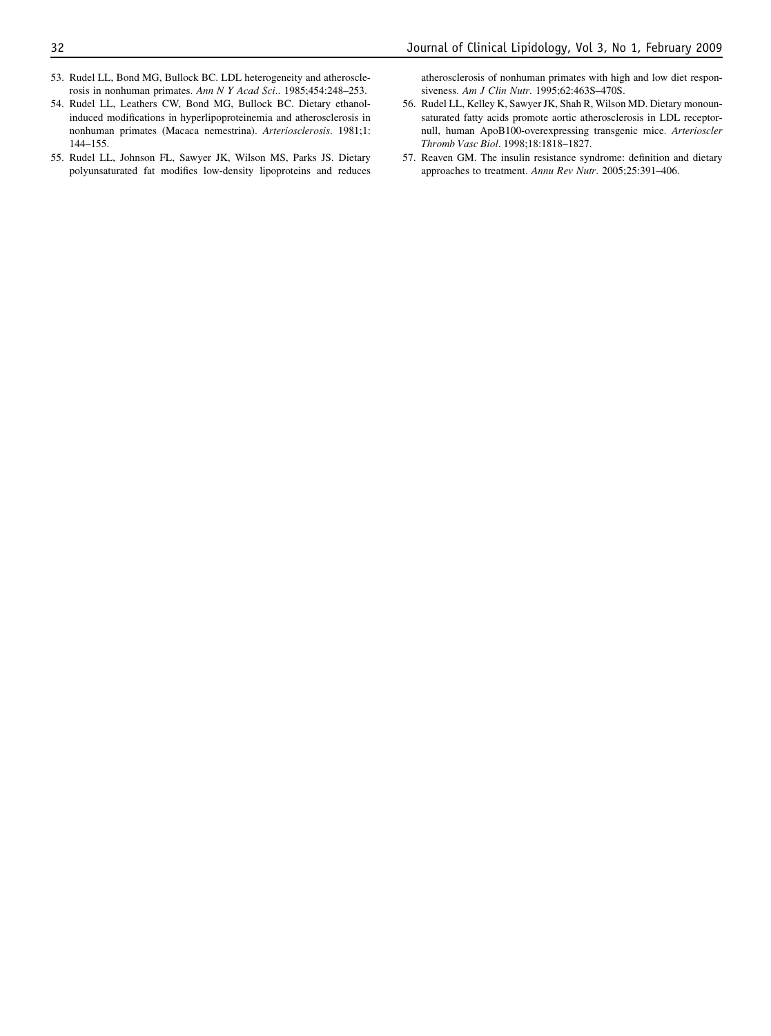53. Rudel LL, Bond MG, Bullock BC. LDL heterogeneity and atherosclerosis in nonhuman primates. *Ann N Y Acad Sci.*. 1985;454:248–253.
54. Rudel LL, Leathers CW, Bond MG, Bullock BC. Dietary ethanol-induced modifications in hyperlipoproteinemia and atherosclerosis in nonhuman primates (Macaca nemestrina). *Arteriosclerosis*. 1981;1: 144–155.
55. Rudel LL, Johnson FL, Sawyer JK, Wilson MS, Parks JS. Dietary polyunsaturated fat modifies low-density lipoproteins and reduces atherosclerosis of nonhuman primates with high and low diet responsiveness. *Am J Clin Nutr*. 1995;62:463S–470S.
56. Rudel LL, Kelley K, Sawyer JK, Shah R, Wilson MD. Dietary monounsaturated fatty acids promote aortic atherosclerosis in LDL receptor-null, human ApoB100-overexpressing transgenic mice. *Arterioscler Thromb Vasc Biol*. 1998;18:1818–1827.
57. Reaven GM. The insulin resistance syndrome: definition and dietary approaches to treatment. *Annu Rev Nutr*. 2005;25:391–406.